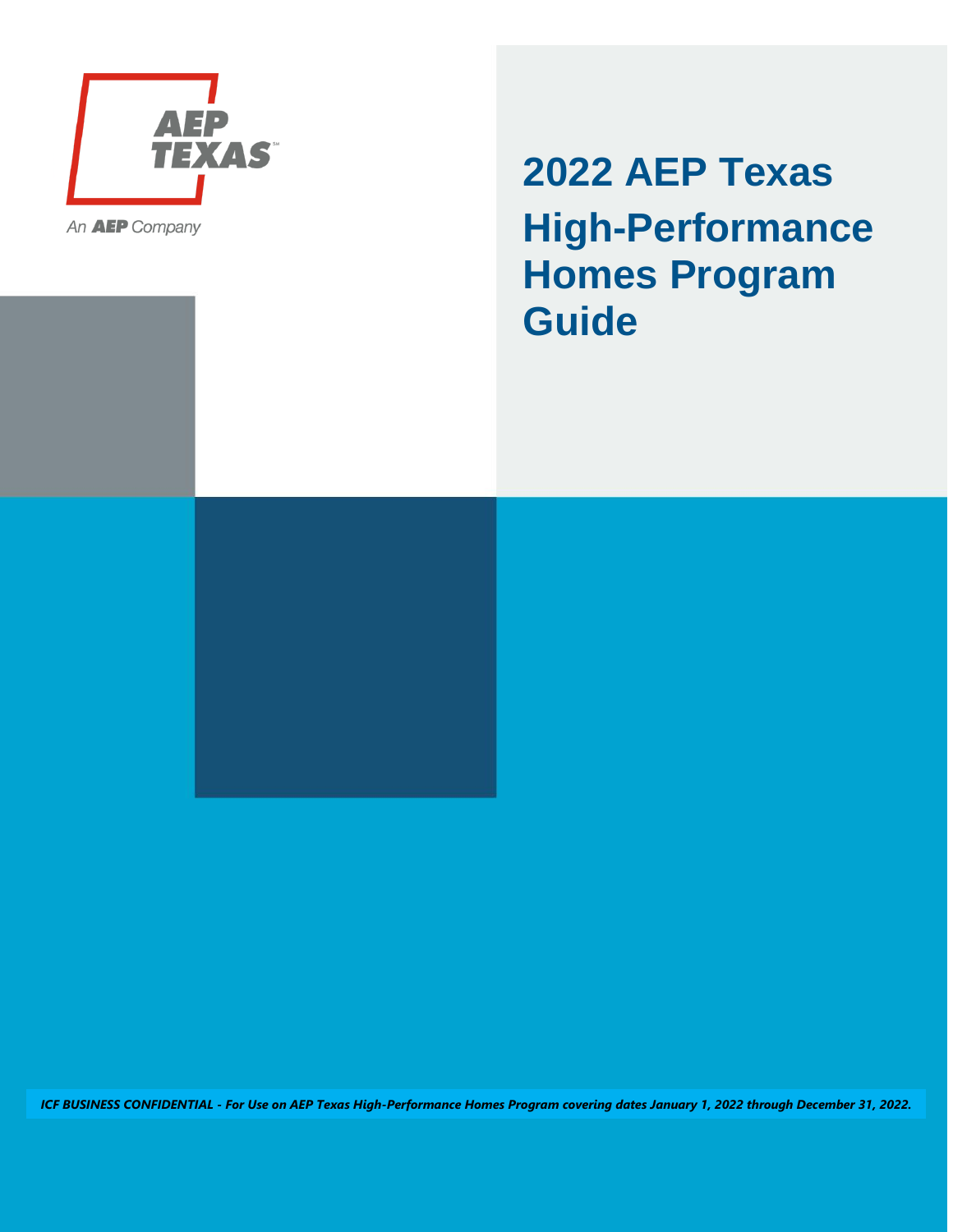AEP TEXAS

An AEP Company

# 2022 AEP Texas High-Performance Homes Program Guide

***ICF BUSINESS CONFIDENTIAL - For Use on AEP Texas High-Performance Homes Program covering dates January 1, 2022 through December 31, 2022.***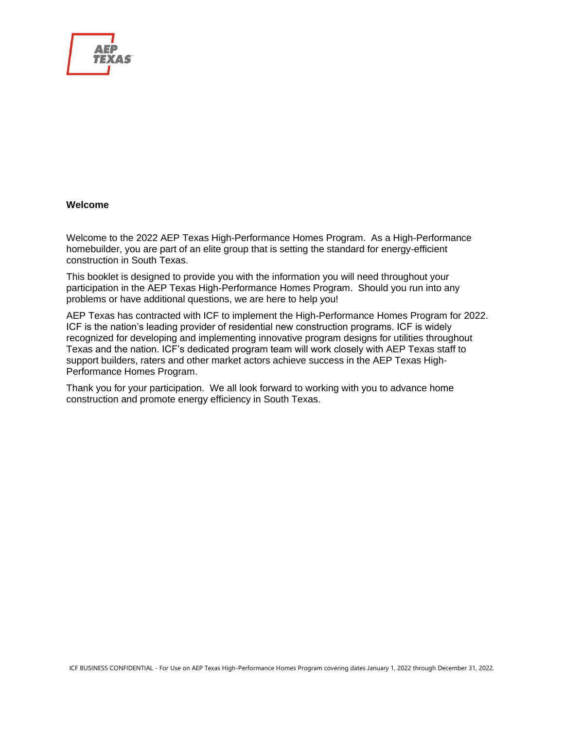## Welcome

Welcome to the 2022 AEP Texas High-Performance Homes Program. As a High-Performance homebuilder, you are part of an elite group that is setting the standard for energy-efficient construction in South Texas.

This booklet is designed to provide you with the information you will need throughout your participation in the AEP Texas High-Performance Homes Program. Should you run into any problems or have additional questions, we are here to help you!

AEP Texas has contracted with ICF to implement the High-Performance Homes Program for 2022. ICF is the nation's leading provider of residential new construction programs. ICF is widely recognized for developing and implementing innovative program designs for utilities throughout Texas and the nation. ICF's dedicated program team will work closely with AEP Texas staff to support builders, raters and other market actors achieve success in the AEP Texas High-Performance Homes Program.

Thank you for your participation. We all look forward to working with you to advance home construction and promote energy efficiency in South Texas.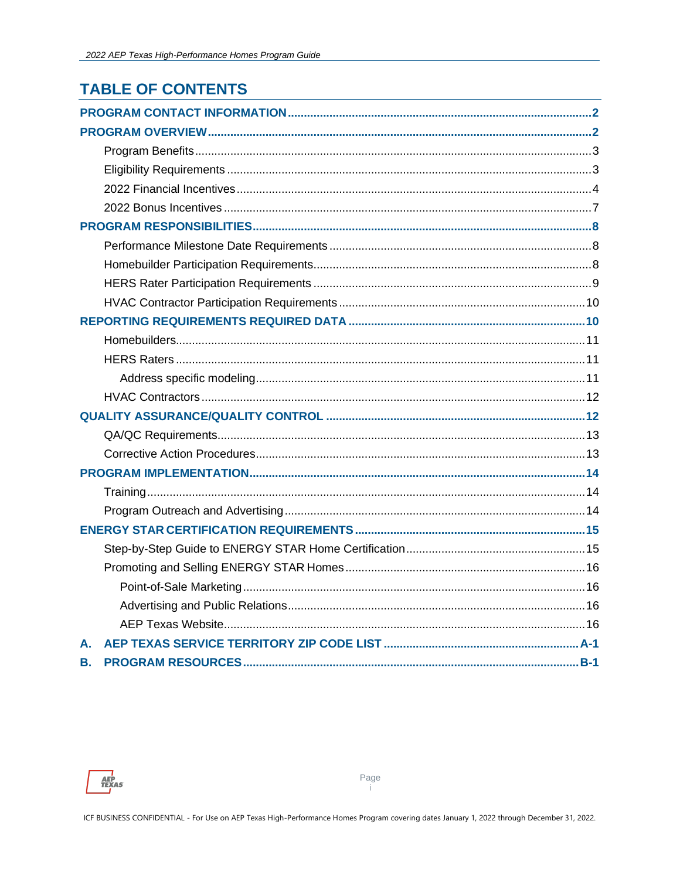# TABLE OF CONTENTS

**PROGRAM CONTACT INFORMATION** .......... 2

**PROGRAM OVERVIEW** .......... 2

- Program Benefits .......... 3
- Eligibility Requirements .......... 3
- 2022 Financial Incentives .......... 4
- 2022 Bonus Incentives .......... 7

**PROGRAM RESPONSIBILITIES** .......... 8

- Performance Milestone Date Requirements .......... 8
- Homebuilder Participation Requirements .......... 8
- HERS Rater Participation Requirements .......... 9
- HVAC Contractor Participation Requirements .......... 10

**REPORTING REQUIREMENTS REQUIRED DATA** .......... 10

- Homebuilders .......... 11
- HERS Raters .......... 11
  - Address specific modeling .......... 11
- HVAC Contractors .......... 12

**QUALITY ASSURANCE/QUALITY CONTROL** .......... 12

- QA/QC Requirements .......... 13
- Corrective Action Procedures .......... 13

**PROGRAM IMPLEMENTATION** .......... 14

- Training .......... 14
- Program Outreach and Advertising .......... 14

**ENERGY STAR CERTIFICATION REQUIREMENTS** .......... 15

- Step-by-Step Guide to ENERGY STAR Home Certification .......... 15
- Promoting and Selling ENERGY STAR Homes .......... 16
  - Point-of-Sale Marketing .......... 16
  - Advertising and Public Relations .......... 16
  - AEP Texas Website .......... 16

**A. AEP TEXAS SERVICE TERRITORY ZIP CODE LIST** .......... A-1

**B. PROGRAM RESOURCES** .......... B-1

ICF BUSINESS CONFIDENTIAL - For Use on AEP Texas High-Performance Homes Program covering dates January 1, 2022 through December 31, 2022.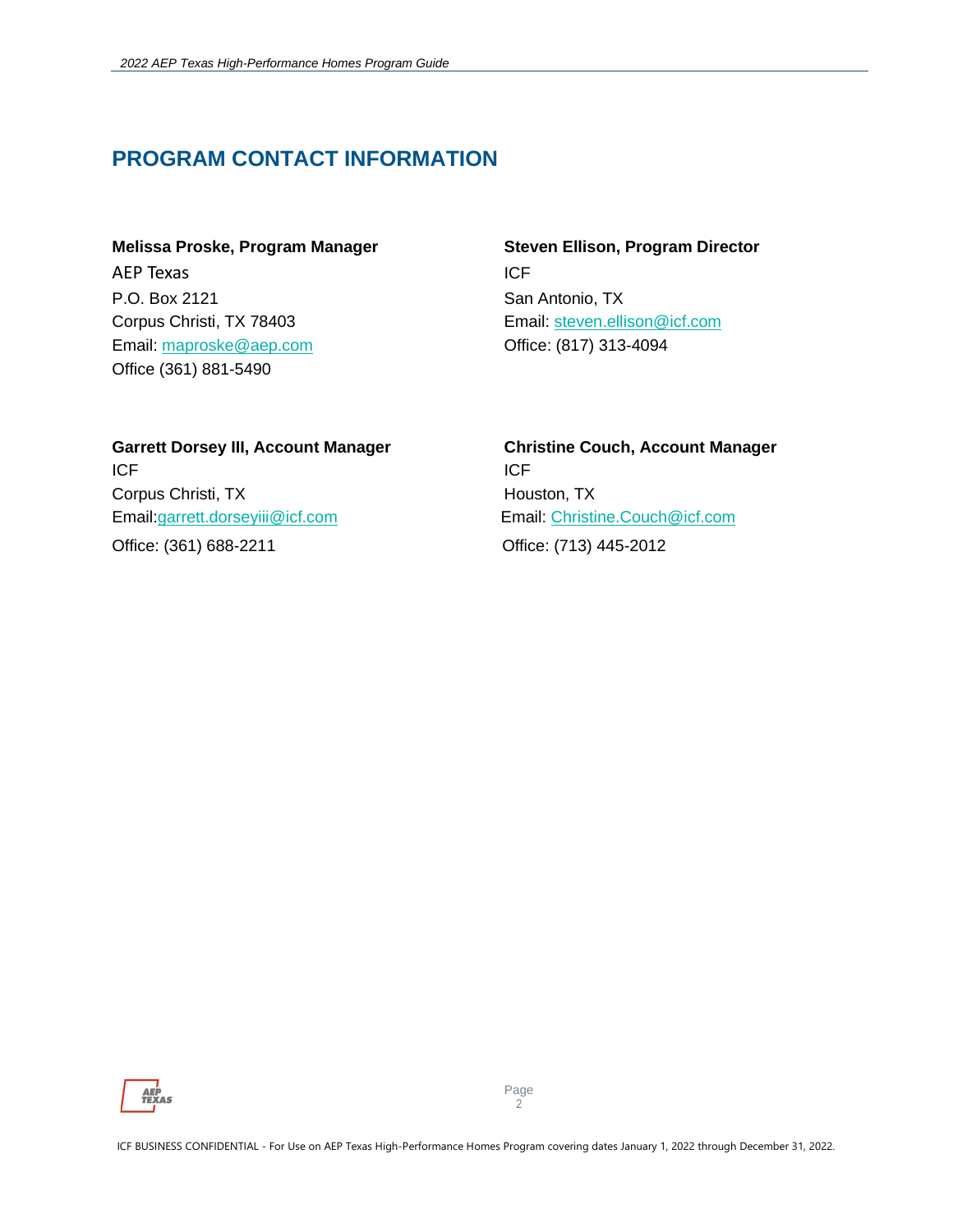## PROGRAM CONTACT INFORMATION

**Melissa Proske, Program Manager**
AEP Texas
P.O. Box 2121
Corpus Christi, TX 78403
Email: maproske@aep.com
Office (361) 881-5490

**Steven Ellison, Program Director**
ICF
San Antonio, TX
Email: steven.ellison@icf.com
Office: (817) 313-4094

**Garrett Dorsey III, Account Manager**
ICF
Corpus Christi, TX
Email:garrett.dorseyiii@icf.com
Office: (361) 688-2211

**Christine Couch, Account Manager**
ICF
Houston, TX
Email: Christine.Couch@icf.com
Office: (713) 445-2012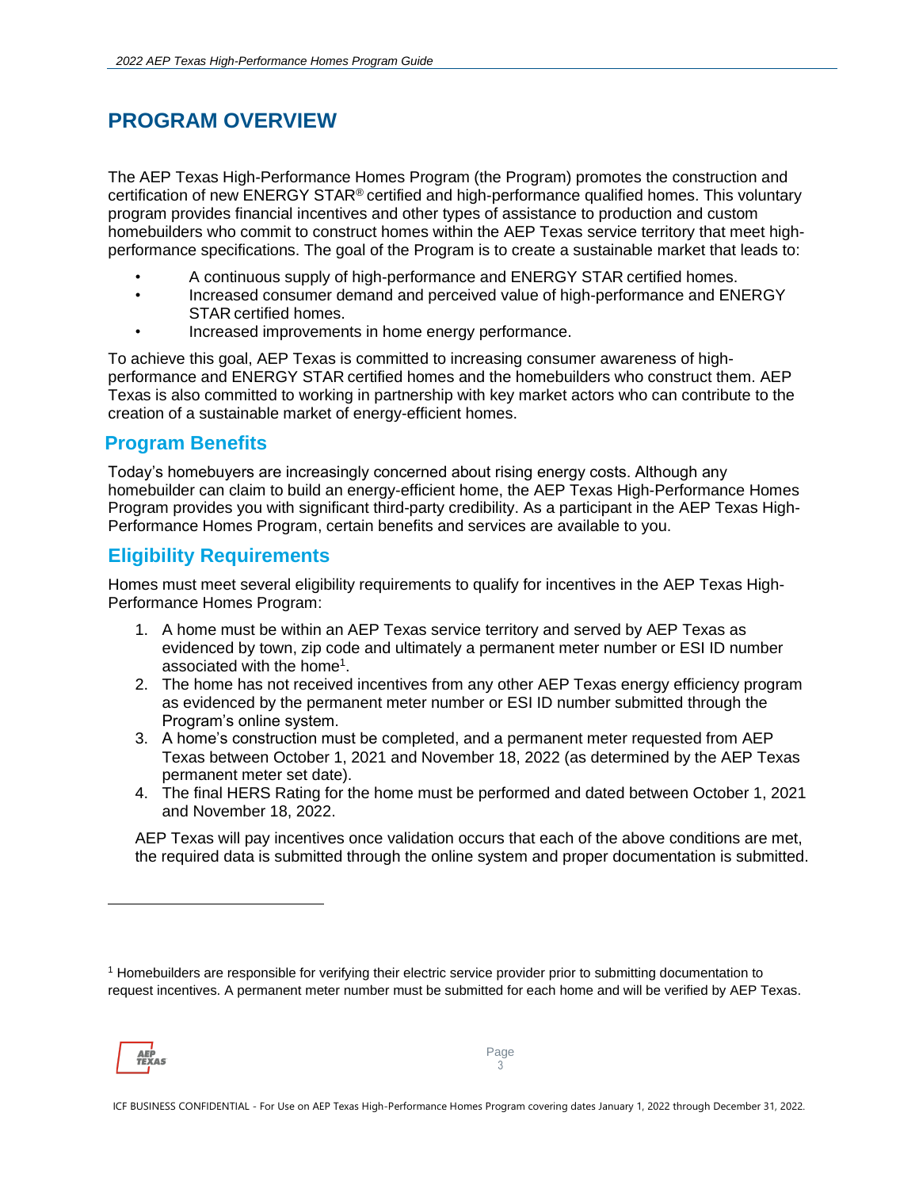# PROGRAM OVERVIEW

The AEP Texas High-Performance Homes Program (the Program) promotes the construction and certification of new ENERGY STAR® certified and high-performance qualified homes. This voluntary program provides financial incentives and other types of assistance to production and custom homebuilders who commit to construct homes within the AEP Texas service territory that meet high-performance specifications. The goal of the Program is to create a sustainable market that leads to:

- A continuous supply of high-performance and ENERGY STAR certified homes.
- Increased consumer demand and perceived value of high-performance and ENERGY STAR certified homes.
- Increased improvements in home energy performance.

To achieve this goal, AEP Texas is committed to increasing consumer awareness of high-performance and ENERGY STAR certified homes and the homebuilders who construct them. AEP Texas is also committed to working in partnership with key market actors who can contribute to the creation of a sustainable market of energy-efficient homes.

## Program Benefits

Today's homebuyers are increasingly concerned about rising energy costs. Although any homebuilder can claim to build an energy-efficient home, the AEP Texas High-Performance Homes Program provides you with significant third-party credibility. As a participant in the AEP Texas High-Performance Homes Program, certain benefits and services are available to you.

## Eligibility Requirements

Homes must meet several eligibility requirements to qualify for incentives in the AEP Texas High-Performance Homes Program:

1. A home must be within an AEP Texas service territory and served by AEP Texas as evidenced by town, zip code and ultimately a permanent meter number or ESI ID number associated with the home[1].
2. The home has not received incentives from any other AEP Texas energy efficiency program as evidenced by the permanent meter number or ESI ID number submitted through the Program's online system.
3. A home's construction must be completed, and a permanent meter requested from AEP Texas between October 1, 2021 and November 18, 2022 (as determined by the AEP Texas permanent meter set date).
4. The final HERS Rating for the home must be performed and dated between October 1, 2021 and November 18, 2022.

AEP Texas will pay incentives once validation occurs that each of the above conditions are met, the required data is submitted through the online system and proper documentation is submitted.

[1] Homebuilders are responsible for verifying their electric service provider prior to submitting documentation to request incentives. A permanent meter number must be submitted for each home and will be verified by AEP Texas.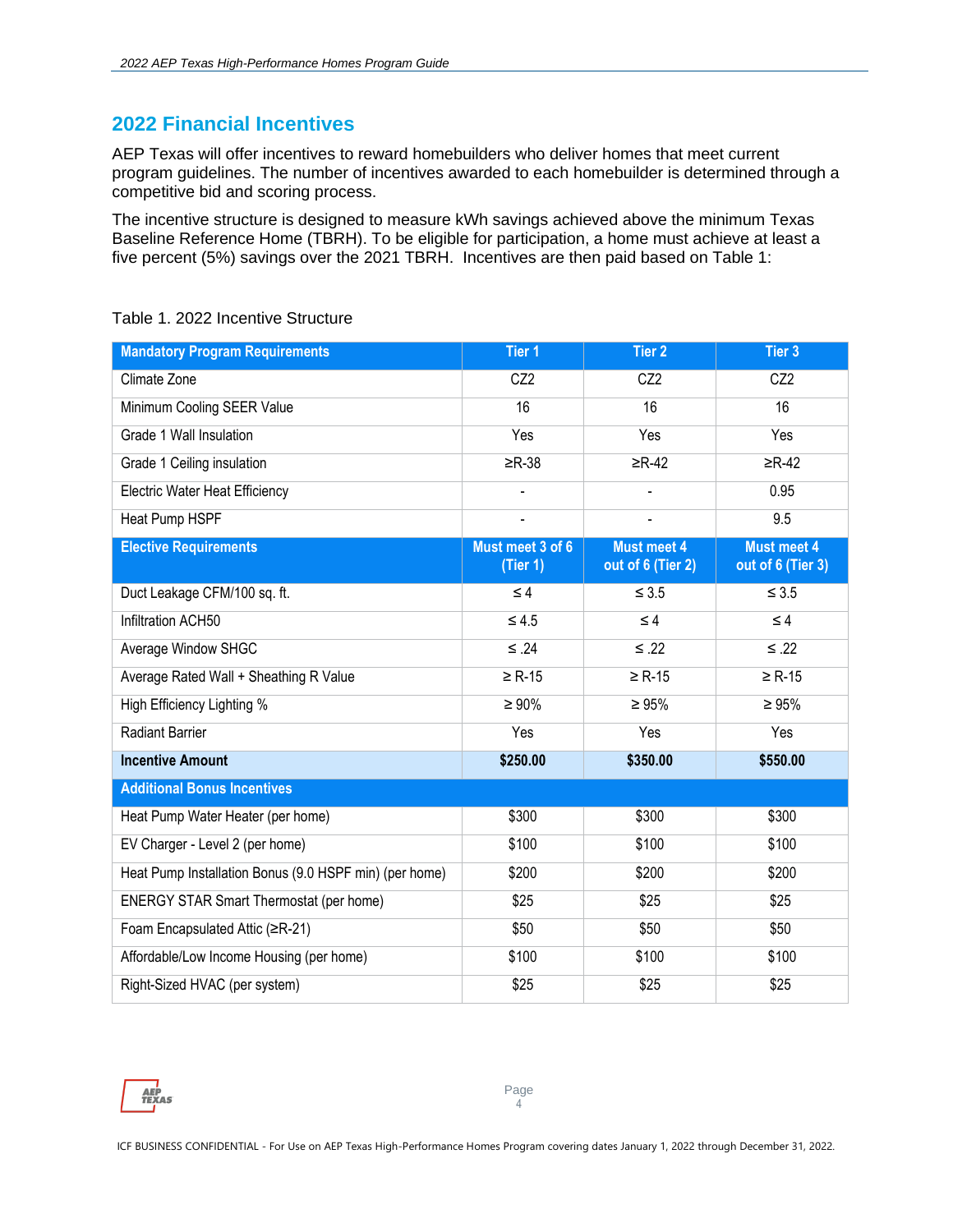## 2022 Financial Incentives

AEP Texas will offer incentives to reward homebuilders who deliver homes that meet current program guidelines. The number of incentives awarded to each homebuilder is determined through a competitive bid and scoring process.

The incentive structure is designed to measure kWh savings achieved above the minimum Texas Baseline Reference Home (TBRH). To be eligible for participation, a home must achieve at least a five percent (5%) savings over the 2021 TBRH. Incentives are then paid based on Table 1:

Table 1. 2022 Incentive Structure

| **Mandatory Program Requirements** | **Tier 1** | **Tier 2** | **Tier 3** |
|---|---|---|---|
| Climate Zone | CZ2 | CZ2 | CZ2 |
| Minimum Cooling SEER Value | 16 | 16 | 16 |
| Grade 1 Wall Insulation | Yes | Yes | Yes |
| Grade 1 Ceiling insulation | ≥R-38 | ≥R-42 | ≥R-42 |
| Electric Water Heat Efficiency | - | - | 0.95 |
| Heat Pump HSPF | - | - | 9.5 |
| **Elective Requirements** | **Must meet 3 of 6 (Tier 1)** | **Must meet 4 out of 6 (Tier 2)** | **Must meet 4 out of 6 (Tier 3)** |
| Duct Leakage CFM/100 sq. ft. | ≤ 4 | ≤ 3.5 | ≤ 3.5 |
| Infiltration ACH50 | ≤ 4.5 | ≤ 4 | ≤ 4 |
| Average Window SHGC | ≤ .24 | ≤ .22 | ≤ .22 |
| Average Rated Wall + Sheathing R Value | ≥ R-15 | ≥ R-15 | ≥ R-15 |
| High Efficiency Lighting % | ≥ 90% | ≥ 95% | ≥ 95% |
| Radiant Barrier | Yes | Yes | Yes |
| **Incentive Amount** | **$250.00** | **$350.00** | **$550.00** |
| **Additional Bonus Incentives** | | | |
| Heat Pump Water Heater (per home) | $300 | $300 | $300 |
| EV Charger - Level 2 (per home) | $100 | $100 | $100 |
| Heat Pump Installation Bonus (9.0 HSPF min) (per home) | $200 | $200 | $200 |
| ENERGY STAR Smart Thermostat (per home) | $25 | $25 | $25 |
| Foam Encapsulated Attic (≥R-21) | $50 | $50 | $50 |
| Affordable/Low Income Housing (per home) | $100 | $100 | $100 |
| Right-Sized HVAC (per system) | $25 | $25 | $25 |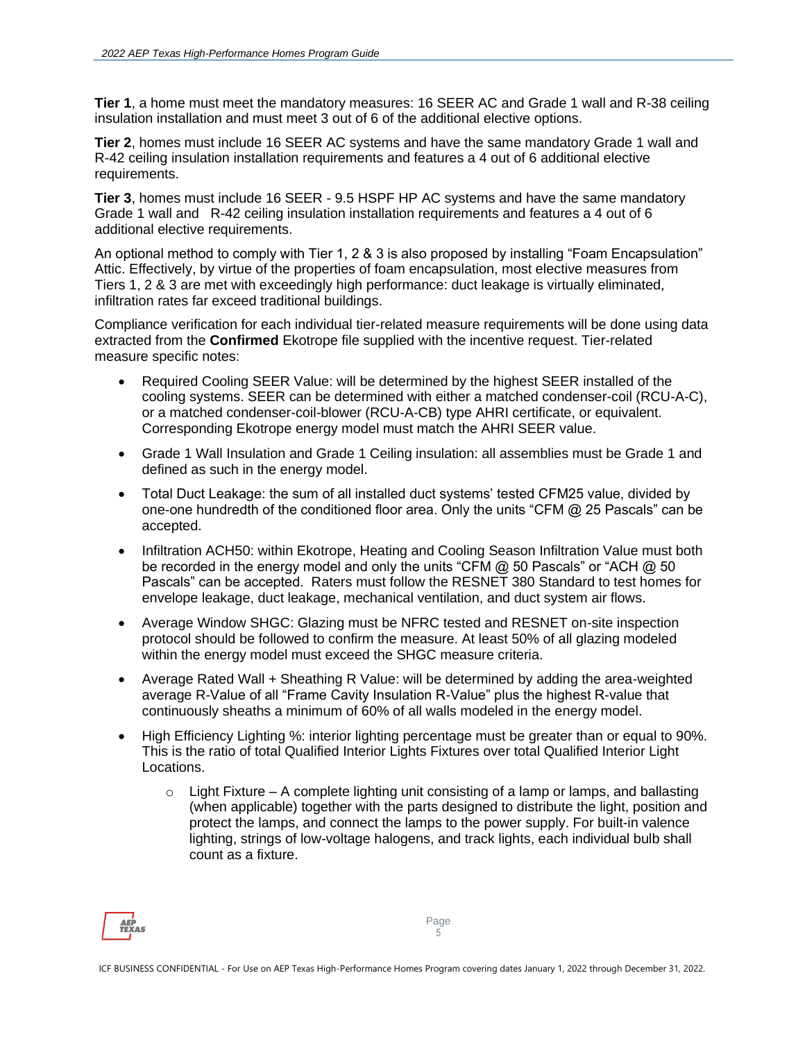**Tier 1**, a home must meet the mandatory measures: 16 SEER AC and Grade 1 wall and R-38 ceiling insulation installation and must meet 3 out of 6 of the additional elective options.

**Tier 2**, homes must include 16 SEER AC systems and have the same mandatory Grade 1 wall and R-42 ceiling insulation installation requirements and features a 4 out of 6 additional elective requirements.

**Tier 3**, homes must include 16 SEER - 9.5 HSPF HP AC systems and have the same mandatory Grade 1 wall and R-42 ceiling insulation installation requirements and features a 4 out of 6 additional elective requirements.

An optional method to comply with Tier 1, 2 & 3 is also proposed by installing "Foam Encapsulation" Attic. Effectively, by virtue of the properties of foam encapsulation, most elective measures from Tiers 1, 2 & 3 are met with exceedingly high performance: duct leakage is virtually eliminated, infiltration rates far exceed traditional buildings.

Compliance verification for each individual tier-related measure requirements will be done using data extracted from the **Confirmed** Ekotrope file supplied with the incentive request. Tier-related measure specific notes:

- Required Cooling SEER Value: will be determined by the highest SEER installed of the cooling systems. SEER can be determined with either a matched condenser-coil (RCU-A-C), or a matched condenser-coil-blower (RCU-A-CB) type AHRI certificate, or equivalent. Corresponding Ekotrope energy model must match the AHRI SEER value.
- Grade 1 Wall Insulation and Grade 1 Ceiling insulation: all assemblies must be Grade 1 and defined as such in the energy model.
- Total Duct Leakage: the sum of all installed duct systems' tested CFM25 value, divided by one-one hundredth of the conditioned floor area. Only the units "CFM @ 25 Pascals" can be accepted.
- Infiltration ACH50: within Ekotrope, Heating and Cooling Season Infiltration Value must both be recorded in the energy model and only the units "CFM @ 50 Pascals" or "ACH @ 50 Pascals" can be accepted. Raters must follow the RESNET 380 Standard to test homes for envelope leakage, duct leakage, mechanical ventilation, and duct system air flows.
- Average Window SHGC: Glazing must be NFRC tested and RESNET on-site inspection protocol should be followed to confirm the measure. At least 50% of all glazing modeled within the energy model must exceed the SHGC measure criteria.
- Average Rated Wall + Sheathing R Value: will be determined by adding the area-weighted average R-Value of all "Frame Cavity Insulation R-Value" plus the highest R-value that continuously sheaths a minimum of 60% of all walls modeled in the energy model.
- High Efficiency Lighting %: interior lighting percentage must be greater than or equal to 90%. This is the ratio of total Qualified Interior Lights Fixtures over total Qualified Interior Light Locations.
  - Light Fixture – A complete lighting unit consisting of a lamp or lamps, and ballasting (when applicable) together with the parts designed to distribute the light, position and protect the lamps, and connect the lamps to the power supply. For built-in valence lighting, strings of low-voltage halogens, and track lights, each individual bulb shall count as a fixture.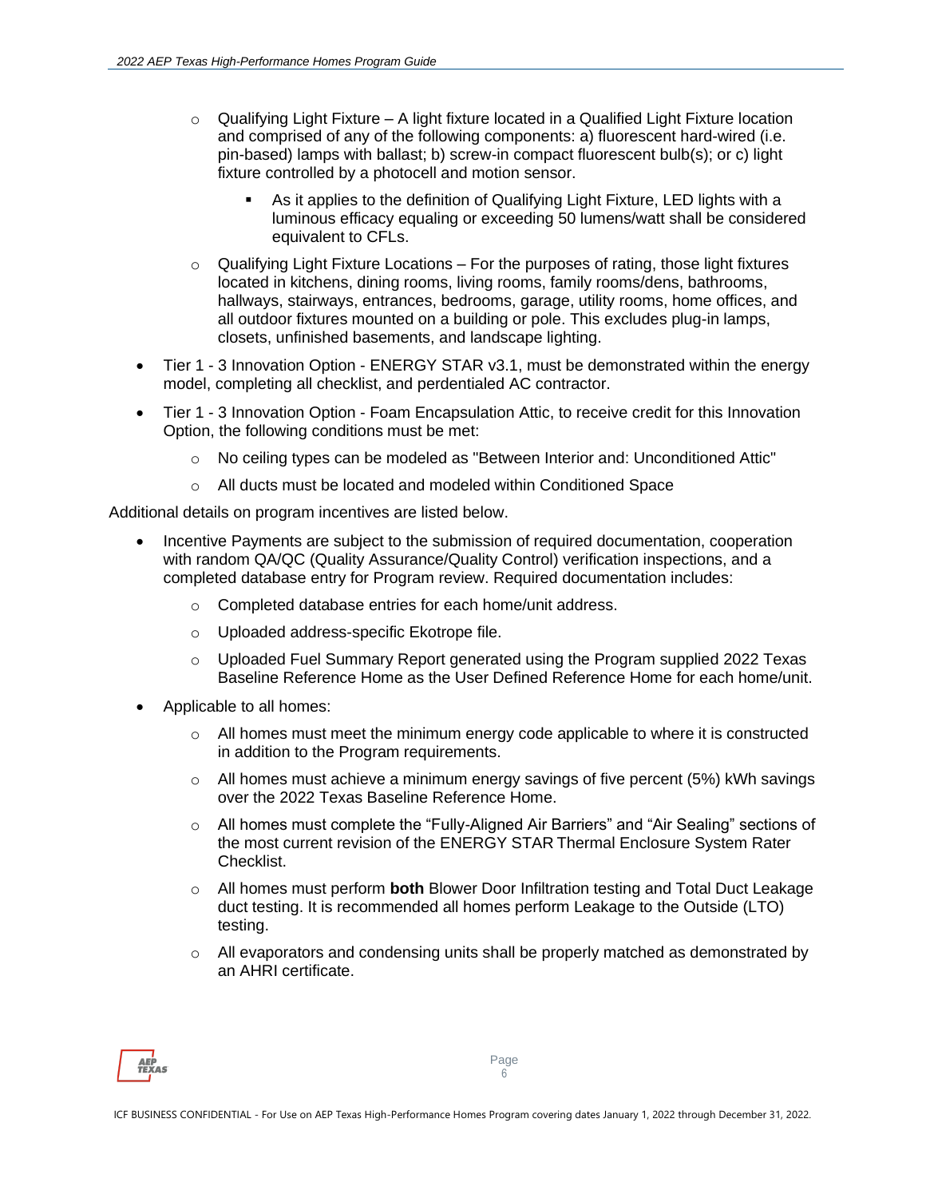- Qualifying Light Fixture – A light fixture located in a Qualified Light Fixture location and comprised of any of the following components: a) fluorescent hard-wired (i.e. pin-based) lamps with ballast; b) screw-in compact fluorescent bulb(s); or c) light fixture controlled by a photocell and motion sensor.
    - As it applies to the definition of Qualifying Light Fixture, LED lights with a luminous efficacy equaling or exceeding 50 lumens/watt shall be considered equivalent to CFLs.
  - Qualifying Light Fixture Locations – For the purposes of rating, those light fixtures located in kitchens, dining rooms, living rooms, family rooms/dens, bathrooms, hallways, stairways, entrances, bedrooms, garage, utility rooms, home offices, and all outdoor fixtures mounted on a building or pole. This excludes plug-in lamps, closets, unfinished basements, and landscape lighting.
- Tier 1 - 3 Innovation Option - ENERGY STAR v3.1, must be demonstrated within the energy model, completing all checklist, and perdentialed AC contractor.
- Tier 1 - 3 Innovation Option - Foam Encapsulation Attic, to receive credit for this Innovation Option, the following conditions must be met:
  - No ceiling types can be modeled as "Between Interior and: Unconditioned Attic"
  - All ducts must be located and modeled within Conditioned Space

Additional details on program incentives are listed below.

- Incentive Payments are subject to the submission of required documentation, cooperation with random QA/QC (Quality Assurance/Quality Control) verification inspections, and a completed database entry for Program review. Required documentation includes:
  - Completed database entries for each home/unit address.
  - Uploaded address-specific Ekotrope file.
  - Uploaded Fuel Summary Report generated using the Program supplied 2022 Texas Baseline Reference Home as the User Defined Reference Home for each home/unit.
- Applicable to all homes:
  - All homes must meet the minimum energy code applicable to where it is constructed in addition to the Program requirements.
  - All homes must achieve a minimum energy savings of five percent (5%) kWh savings over the 2022 Texas Baseline Reference Home.
  - All homes must complete the "Fully-Aligned Air Barriers" and "Air Sealing" sections of the most current revision of the ENERGY STAR Thermal Enclosure System Rater Checklist.
  - All homes must perform **both** Blower Door Infiltration testing and Total Duct Leakage duct testing. It is recommended all homes perform Leakage to the Outside (LTO) testing.
  - All evaporators and condensing units shall be properly matched as demonstrated by an AHRI certificate.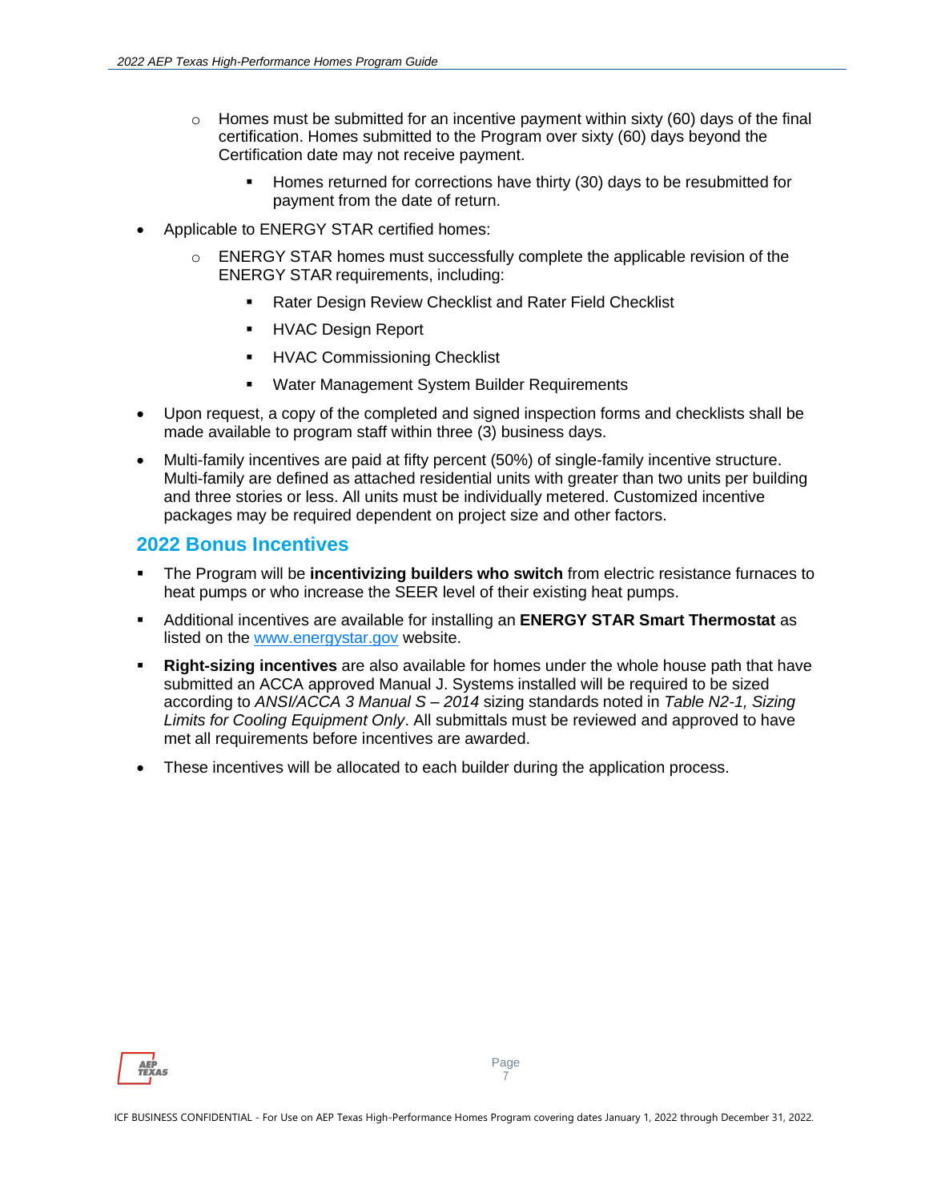- Homes must be submitted for an incentive payment within sixty (60) days of the final certification. Homes submitted to the Program over sixty (60) days beyond the Certification date may not receive payment.
    - Homes returned for corrections have thirty (30) days to be resubmitted for payment from the date of return.
- Applicable to ENERGY STAR certified homes:
  - ENERGY STAR homes must successfully complete the applicable revision of the ENERGY STAR requirements, including:
    - Rater Design Review Checklist and Rater Field Checklist
    - HVAC Design Report
    - HVAC Commissioning Checklist
    - Water Management System Builder Requirements
- Upon request, a copy of the completed and signed inspection forms and checklists shall be made available to program staff within three (3) business days.
- Multi-family incentives are paid at fifty percent (50%) of single-family incentive structure. Multi-family are defined as attached residential units with greater than two units per building and three stories or less. All units must be individually metered. Customized incentive packages may be required dependent on project size and other factors.

## 2022 Bonus Incentives

- The Program will be **incentivizing builders who switch** from electric resistance furnaces to heat pumps or who increase the SEER level of their existing heat pumps.
- Additional incentives are available for installing an **ENERGY STAR Smart Thermostat** as listed on the www.energystar.gov website.
- **Right-sizing incentives** are also available for homes under the whole house path that have submitted an ACCA approved Manual J. Systems installed will be required to be sized according to *ANSI/ACCA 3 Manual S – 2014* sizing standards noted in *Table N2-1, Sizing Limits for Cooling Equipment Only*. All submittals must be reviewed and approved to have met all requirements before incentives are awarded.
- These incentives will be allocated to each builder during the application process.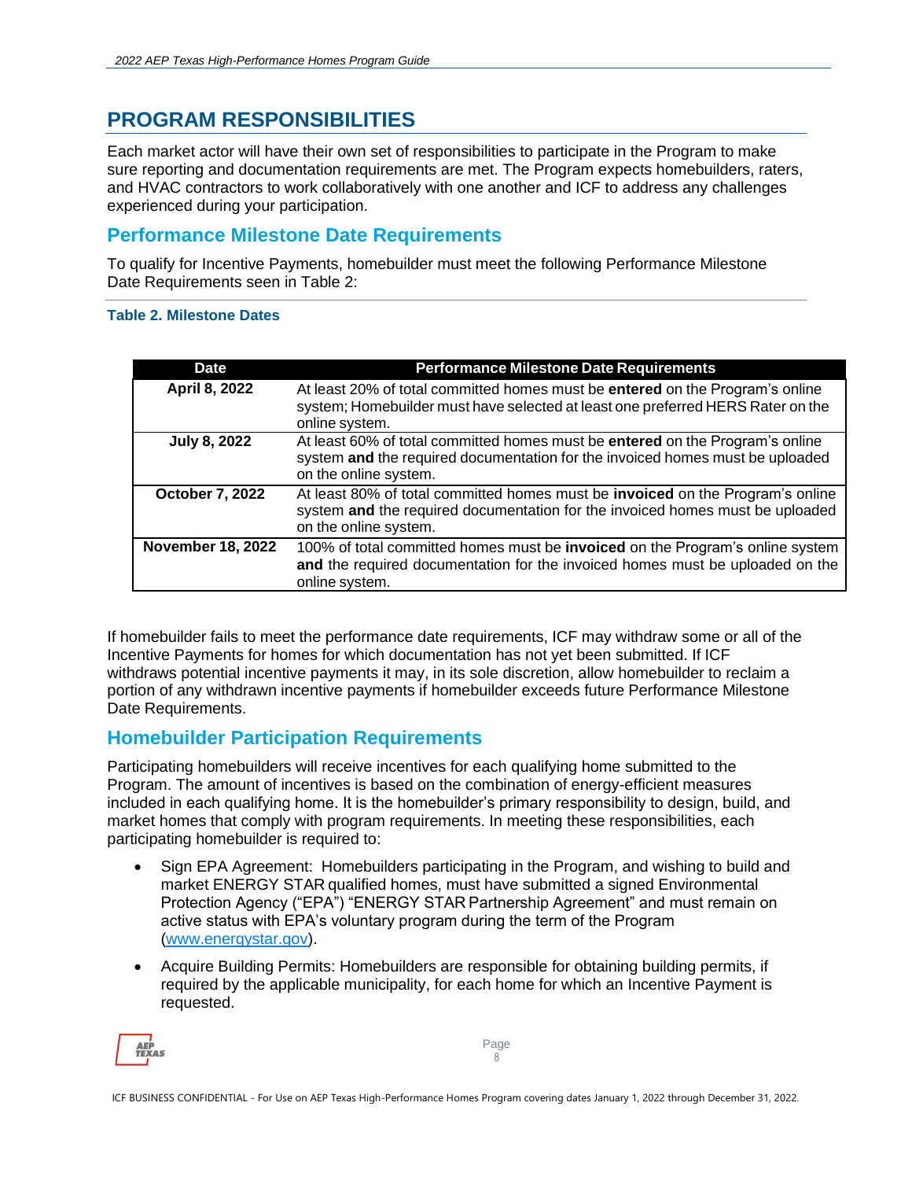## PROGRAM RESPONSIBILITIES

Each market actor will have their own set of responsibilities to participate in the Program to make sure reporting and documentation requirements are met. The Program expects homebuilders, raters, and HVAC contractors to work collaboratively with one another and ICF to address any challenges experienced during your participation.

### Performance Milestone Date Requirements

To qualify for Incentive Payments, homebuilder must meet the following Performance Milestone Date Requirements seen in Table 2:

**Table 2. Milestone Dates**

| Date | Performance Milestone Date Requirements |
|---|---|
| **April 8, 2022** | At least 20% of total committed homes must be **entered** on the Program's online system; Homebuilder must have selected at least one preferred HERS Rater on the online system. |
| **July 8, 2022** | At least 60% of total committed homes must be **entered** on the Program's online system **and** the required documentation for the invoiced homes must be uploaded on the online system. |
| **October 7, 2022** | At least 80% of total committed homes must be **invoiced** on the Program's online system **and** the required documentation for the invoiced homes must be uploaded on the online system. |
| **November 18, 2022** | 100% of total committed homes must be **invoiced** on the Program's online system **and** the required documentation for the invoiced homes must be uploaded on the online system. |

If homebuilder fails to meet the performance date requirements, ICF may withdraw some or all of the Incentive Payments for homes for which documentation has not yet been submitted. If ICF withdraws potential incentive payments it may, in its sole discretion, allow homebuilder to reclaim a portion of any withdrawn incentive payments if homebuilder exceeds future Performance Milestone Date Requirements.

### Homebuilder Participation Requirements

Participating homebuilders will receive incentives for each qualifying home submitted to the Program. The amount of incentives is based on the combination of energy-efficient measures included in each qualifying home. It is the homebuilder's primary responsibility to design, build, and market homes that comply with program requirements. In meeting these responsibilities, each participating homebuilder is required to:

- Sign EPA Agreement: Homebuilders participating in the Program, and wishing to build and market ENERGY STAR qualified homes, must have submitted a signed Environmental Protection Agency ("EPA") "ENERGY STAR Partnership Agreement" and must remain on active status with EPA's voluntary program during the term of the Program ([www.energystar.gov](http://www.energystar.gov)).
- Acquire Building Permits: Homebuilders are responsible for obtaining building permits, if required by the applicable municipality, for each home for which an Incentive Payment is requested.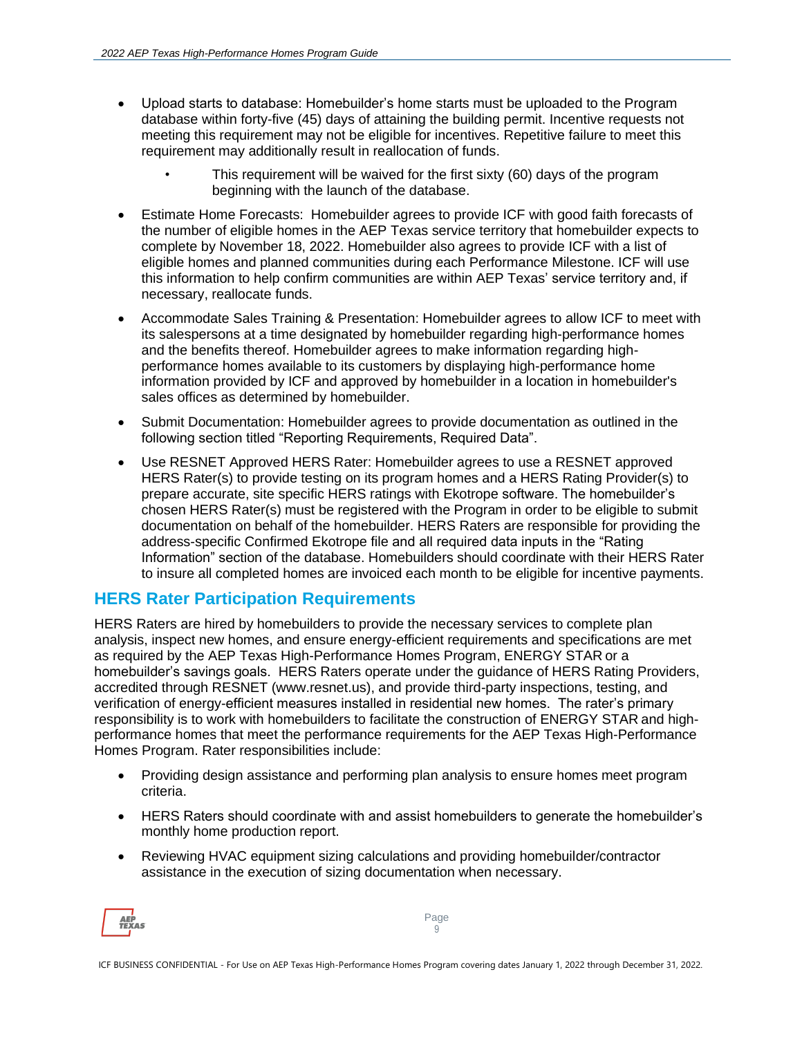- Upload starts to database: Homebuilder's home starts must be uploaded to the Program database within forty-five (45) days of attaining the building permit. Incentive requests not meeting this requirement may not be eligible for incentives. Repetitive failure to meet this requirement may additionally result in reallocation of funds.
    - This requirement will be waived for the first sixty (60) days of the program beginning with the launch of the database.
- Estimate Home Forecasts: Homebuilder agrees to provide ICF with good faith forecasts of the number of eligible homes in the AEP Texas service territory that homebuilder expects to complete by November 18, 2022. Homebuilder also agrees to provide ICF with a list of eligible homes and planned communities during each Performance Milestone. ICF will use this information to help confirm communities are within AEP Texas' service territory and, if necessary, reallocate funds.
- Accommodate Sales Training & Presentation: Homebuilder agrees to allow ICF to meet with its salespersons at a time designated by homebuilder regarding high-performance homes and the benefits thereof. Homebuilder agrees to make information regarding high-performance homes available to its customers by displaying high-performance home information provided by ICF and approved by homebuilder in a location in homebuilder's sales offices as determined by homebuilder.
- Submit Documentation: Homebuilder agrees to provide documentation as outlined in the following section titled "Reporting Requirements, Required Data".
- Use RESNET Approved HERS Rater: Homebuilder agrees to use a RESNET approved HERS Rater(s) to provide testing on its program homes and a HERS Rating Provider(s) to prepare accurate, site specific HERS ratings with Ekotrope software. The homebuilder's chosen HERS Rater(s) must be registered with the Program in order to be eligible to submit documentation on behalf of the homebuilder. HERS Raters are responsible for providing the address-specific Confirmed Ekotrope file and all required data inputs in the "Rating Information" section of the database. Homebuilders should coordinate with their HERS Rater to insure all completed homes are invoiced each month to be eligible for incentive payments.

## HERS Rater Participation Requirements

HERS Raters are hired by homebuilders to provide the necessary services to complete plan analysis, inspect new homes, and ensure energy-efficient requirements and specifications are met as required by the AEP Texas High-Performance Homes Program, ENERGY STAR or a homebuilder's savings goals. HERS Raters operate under the guidance of HERS Rating Providers, accredited through RESNET (www.resnet.us), and provide third-party inspections, testing, and verification of energy-efficient measures installed in residential new homes. The rater's primary responsibility is to work with homebuilders to facilitate the construction of ENERGY STAR and high-performance homes that meet the performance requirements for the AEP Texas High-Performance Homes Program. Rater responsibilities include:

- Providing design assistance and performing plan analysis to ensure homes meet program criteria.
- HERS Raters should coordinate with and assist homebuilders to generate the homebuilder's monthly home production report.
- Reviewing HVAC equipment sizing calculations and providing homebuilder/contractor assistance in the execution of sizing documentation when necessary.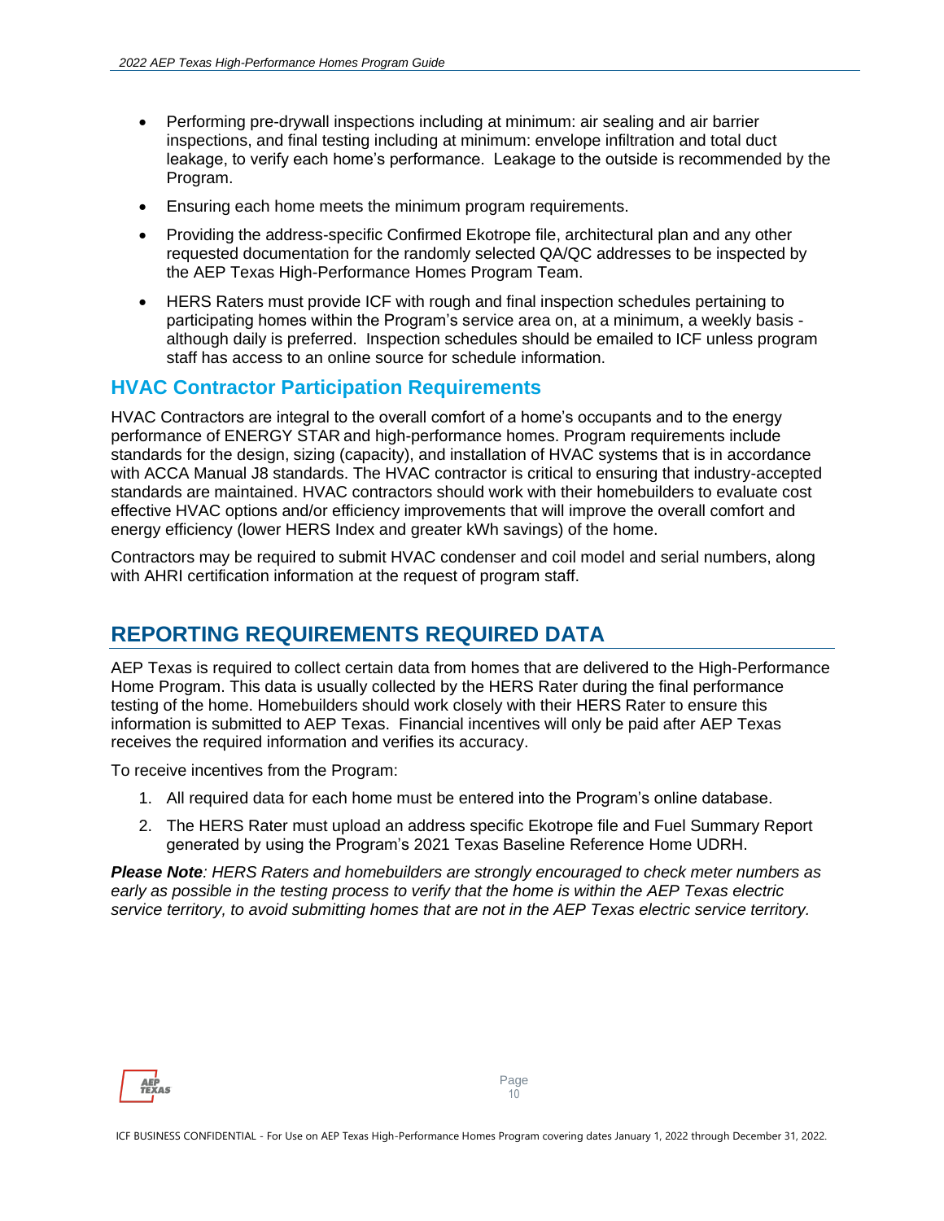- Performing pre-drywall inspections including at minimum: air sealing and air barrier inspections, and final testing including at minimum: envelope infiltration and total duct leakage, to verify each home's performance. Leakage to the outside is recommended by the Program.
- Ensuring each home meets the minimum program requirements.
- Providing the address-specific Confirmed Ekotrope file, architectural plan and any other requested documentation for the randomly selected QA/QC addresses to be inspected by the AEP Texas High-Performance Homes Program Team.
- HERS Raters must provide ICF with rough and final inspection schedules pertaining to participating homes within the Program's service area on, at a minimum, a weekly basis - although daily is preferred. Inspection schedules should be emailed to ICF unless program staff has access to an online source for schedule information.

### HVAC Contractor Participation Requirements

HVAC Contractors are integral to the overall comfort of a home's occupants and to the energy performance of ENERGY STAR and high-performance homes. Program requirements include standards for the design, sizing (capacity), and installation of HVAC systems that is in accordance with ACCA Manual J8 standards. The HVAC contractor is critical to ensuring that industry-accepted standards are maintained. HVAC contractors should work with their homebuilders to evaluate cost effective HVAC options and/or efficiency improvements that will improve the overall comfort and energy efficiency (lower HERS Index and greater kWh savings) of the home.

Contractors may be required to submit HVAC condenser and coil model and serial numbers, along with AHRI certification information at the request of program staff.

## REPORTING REQUIREMENTS REQUIRED DATA

AEP Texas is required to collect certain data from homes that are delivered to the High-Performance Home Program. This data is usually collected by the HERS Rater during the final performance testing of the home. Homebuilders should work closely with their HERS Rater to ensure this information is submitted to AEP Texas. Financial incentives will only be paid after AEP Texas receives the required information and verifies its accuracy.

To receive incentives from the Program:

1. All required data for each home must be entered into the Program's online database.
2. The HERS Rater must upload an address specific Ekotrope file and Fuel Summary Report generated by using the Program's 2021 Texas Baseline Reference Home UDRH.

***Please Note**: HERS Raters and homebuilders are strongly encouraged to check meter numbers as early as possible in the testing process to verify that the home is within the AEP Texas electric service territory, to avoid submitting homes that are not in the AEP Texas electric service territory.*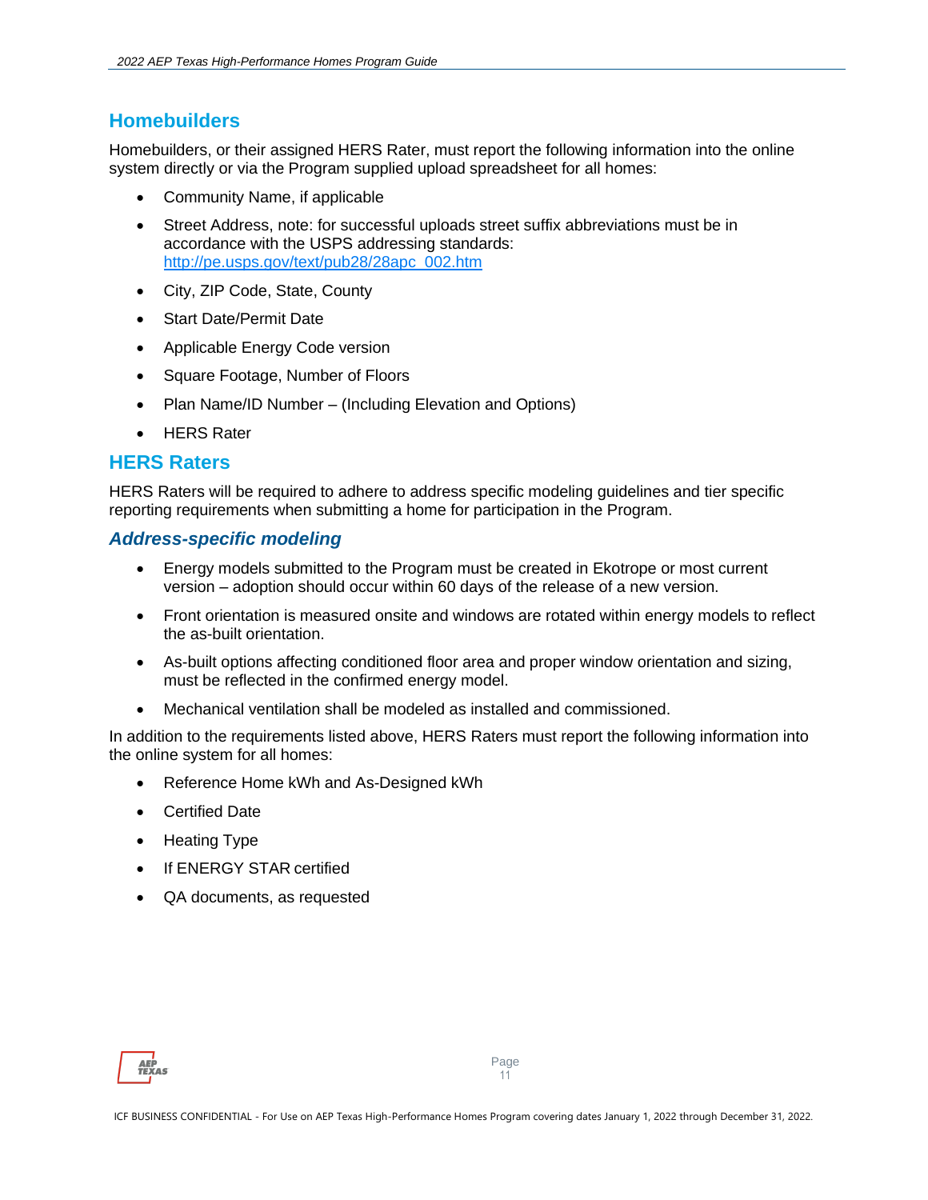## Homebuilders

Homebuilders, or their assigned HERS Rater, must report the following information into the online system directly or via the Program supplied upload spreadsheet for all homes:

- Community Name, if applicable
- Street Address, note: for successful uploads street suffix abbreviations must be in accordance with the USPS addressing standards: [http://pe.usps.gov/text/pub28/28apc_002.htm](http://pe.usps.gov/text/pub28/28apc_002.htm)
- City, ZIP Code, State, County
- Start Date/Permit Date
- Applicable Energy Code version
- Square Footage, Number of Floors
- Plan Name/ID Number – (Including Elevation and Options)
- HERS Rater

## HERS Raters

HERS Raters will be required to adhere to address specific modeling guidelines and tier specific reporting requirements when submitting a home for participation in the Program.

### *Address-specific modeling*

- Energy models submitted to the Program must be created in Ekotrope or most current version – adoption should occur within 60 days of the release of a new version.
- Front orientation is measured onsite and windows are rotated within energy models to reflect the as-built orientation.
- As-built options affecting conditioned floor area and proper window orientation and sizing, must be reflected in the confirmed energy model.
- Mechanical ventilation shall be modeled as installed and commissioned.

In addition to the requirements listed above, HERS Raters must report the following information into the online system for all homes:

- Reference Home kWh and As-Designed kWh
- Certified Date
- Heating Type
- If ENERGY STAR certified
- QA documents, as requested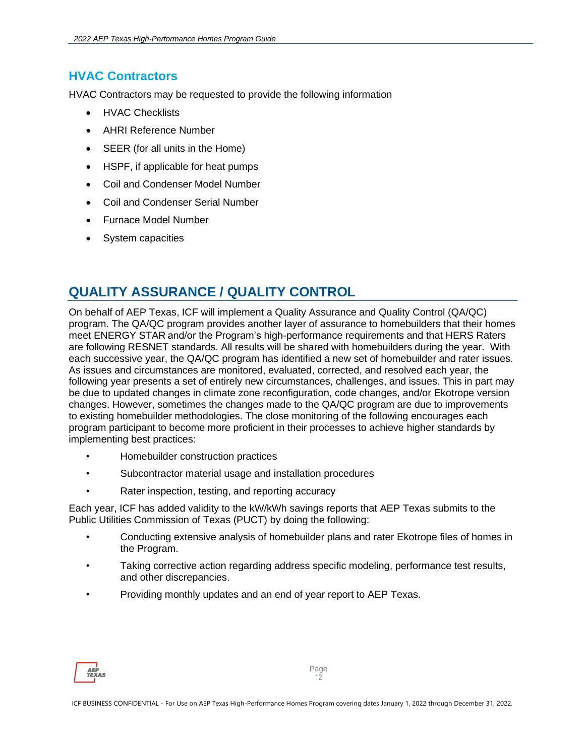### HVAC Contractors

HVAC Contractors may be requested to provide the following information

- HVAC Checklists
- AHRI Reference Number
- SEER (for all units in the Home)
- HSPF, if applicable for heat pumps
- Coil and Condenser Model Number
- Coil and Condenser Serial Number
- Furnace Model Number
- System capacities

## QUALITY ASSURANCE / QUALITY CONTROL

On behalf of AEP Texas, ICF will implement a Quality Assurance and Quality Control (QA/QC) program. The QA/QC program provides another layer of assurance to homebuilders that their homes meet ENERGY STAR and/or the Program's high-performance requirements and that HERS Raters are following RESNET standards. All results will be shared with homebuilders during the year. With each successive year, the QA/QC program has identified a new set of homebuilder and rater issues. As issues and circumstances are monitored, evaluated, corrected, and resolved each year, the following year presents a set of entirely new circumstances, challenges, and issues. This in part may be due to updated changes in climate zone reconfiguration, code changes, and/or Ekotrope version changes. However, sometimes the changes made to the QA/QC program are due to improvements to existing homebuilder methodologies. The close monitoring of the following encourages each program participant to become more proficient in their processes to achieve higher standards by implementing best practices:

- Homebuilder construction practices
- Subcontractor material usage and installation procedures
- Rater inspection, testing, and reporting accuracy

Each year, ICF has added validity to the kW/kWh savings reports that AEP Texas submits to the Public Utilities Commission of Texas (PUCT) by doing the following:

- Conducting extensive analysis of homebuilder plans and rater Ekotrope files of homes in the Program.
- Taking corrective action regarding address specific modeling, performance test results, and other discrepancies.
- Providing monthly updates and an end of year report to AEP Texas.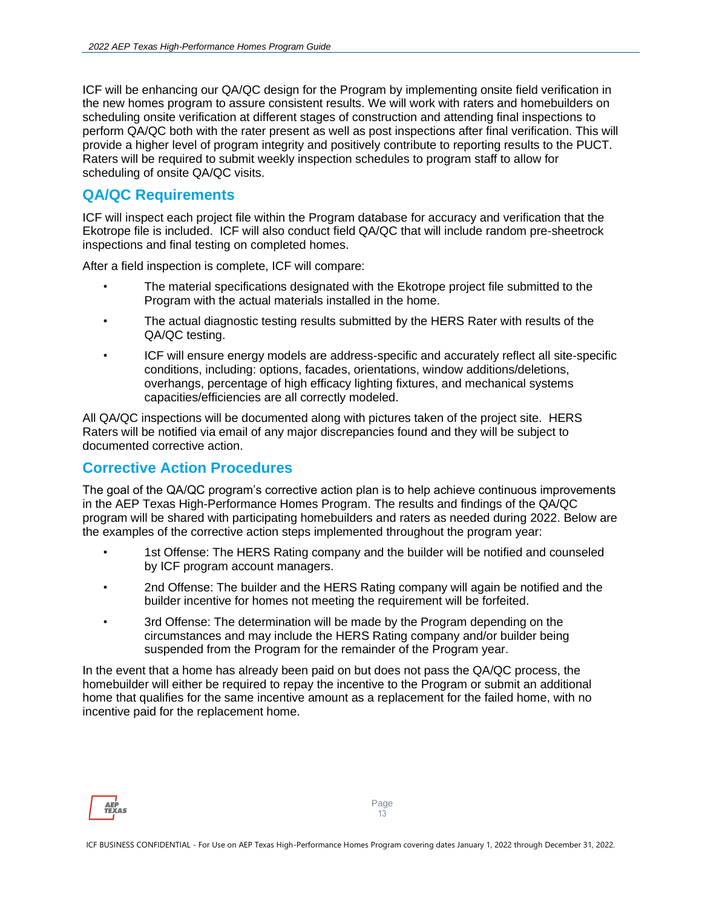ICF will be enhancing our QA/QC design for the Program by implementing onsite field verification in the new homes program to assure consistent results. We will work with raters and homebuilders on scheduling onsite verification at different stages of construction and attending final inspections to perform QA/QC both with the rater present as well as post inspections after final verification. This will provide a higher level of program integrity and positively contribute to reporting results to the PUCT. Raters will be required to submit weekly inspection schedules to program staff to allow for scheduling of onsite QA/QC visits.

## QA/QC Requirements

ICF will inspect each project file within the Program database for accuracy and verification that the Ekotrope file is included. ICF will also conduct field QA/QC that will include random pre-sheetrock inspections and final testing on completed homes.

After a field inspection is complete, ICF will compare:

- The material specifications designated with the Ekotrope project file submitted to the Program with the actual materials installed in the home.
- The actual diagnostic testing results submitted by the HERS Rater with results of the QA/QC testing.
- ICF will ensure energy models are address-specific and accurately reflect all site-specific conditions, including: options, facades, orientations, window additions/deletions, overhangs, percentage of high efficacy lighting fixtures, and mechanical systems capacities/efficiencies are all correctly modeled.

All QA/QC inspections will be documented along with pictures taken of the project site. HERS Raters will be notified via email of any major discrepancies found and they will be subject to documented corrective action.

## Corrective Action Procedures

The goal of the QA/QC program's corrective action plan is to help achieve continuous improvements in the AEP Texas High-Performance Homes Program. The results and findings of the QA/QC program will be shared with participating homebuilders and raters as needed during 2022. Below are the examples of the corrective action steps implemented throughout the program year:

- 1st Offense: The HERS Rating company and the builder will be notified and counseled by ICF program account managers.
- 2nd Offense: The builder and the HERS Rating company will again be notified and the builder incentive for homes not meeting the requirement will be forfeited.
- 3rd Offense: The determination will be made by the Program depending on the circumstances and may include the HERS Rating company and/or builder being suspended from the Program for the remainder of the Program year.

In the event that a home has already been paid on but does not pass the QA/QC process, the homebuilder will either be required to repay the incentive to the Program or submit an additional home that qualifies for the same incentive amount as a replacement for the failed home, with no incentive paid for the replacement home.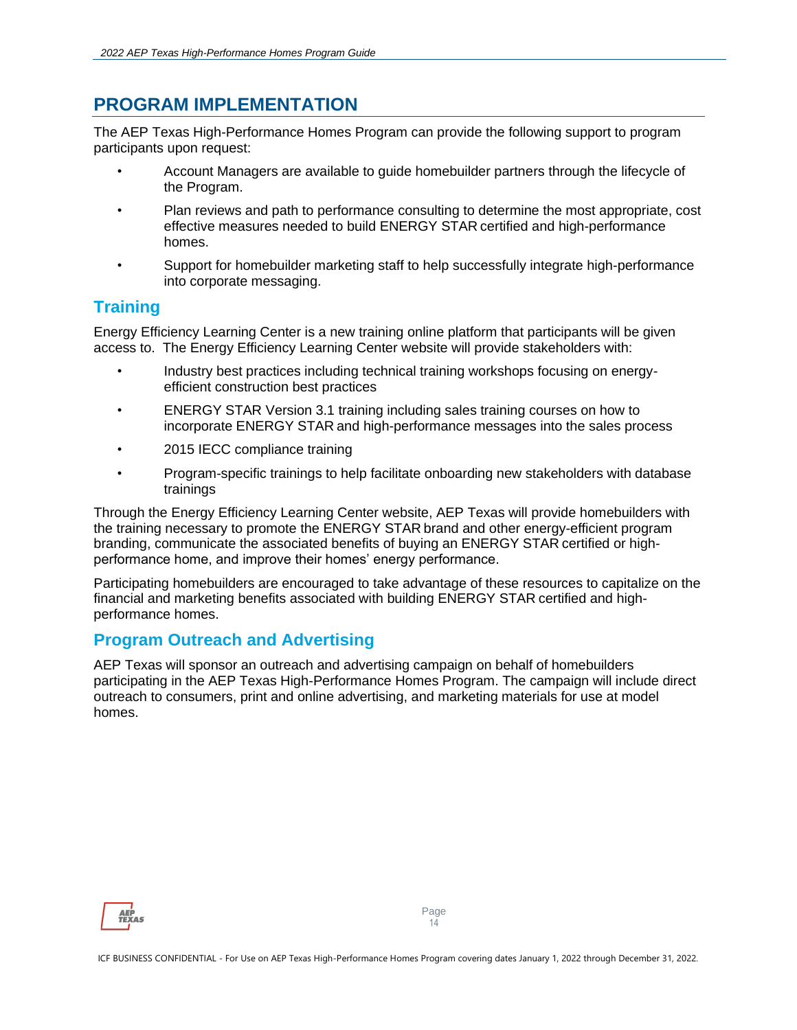## PROGRAM IMPLEMENTATION

The AEP Texas High-Performance Homes Program can provide the following support to program participants upon request:

- Account Managers are available to guide homebuilder partners through the lifecycle of the Program.
- Plan reviews and path to performance consulting to determine the most appropriate, cost effective measures needed to build ENERGY STAR certified and high-performance homes.
- Support for homebuilder marketing staff to help successfully integrate high-performance into corporate messaging.

### Training

Energy Efficiency Learning Center is a new training online platform that participants will be given access to. The Energy Efficiency Learning Center website will provide stakeholders with:

- Industry best practices including technical training workshops focusing on energy-efficient construction best practices
- ENERGY STAR Version 3.1 training including sales training courses on how to incorporate ENERGY STAR and high-performance messages into the sales process
- 2015 IECC compliance training
- Program-specific trainings to help facilitate onboarding new stakeholders with database trainings

Through the Energy Efficiency Learning Center website, AEP Texas will provide homebuilders with the training necessary to promote the ENERGY STAR brand and other energy-efficient program branding, communicate the associated benefits of buying an ENERGY STAR certified or high-performance home, and improve their homes' energy performance.

Participating homebuilders are encouraged to take advantage of these resources to capitalize on the financial and marketing benefits associated with building ENERGY STAR certified and high-performance homes.

### Program Outreach and Advertising

AEP Texas will sponsor an outreach and advertising campaign on behalf of homebuilders participating in the AEP Texas High-Performance Homes Program. The campaign will include direct outreach to consumers, print and online advertising, and marketing materials for use at model homes.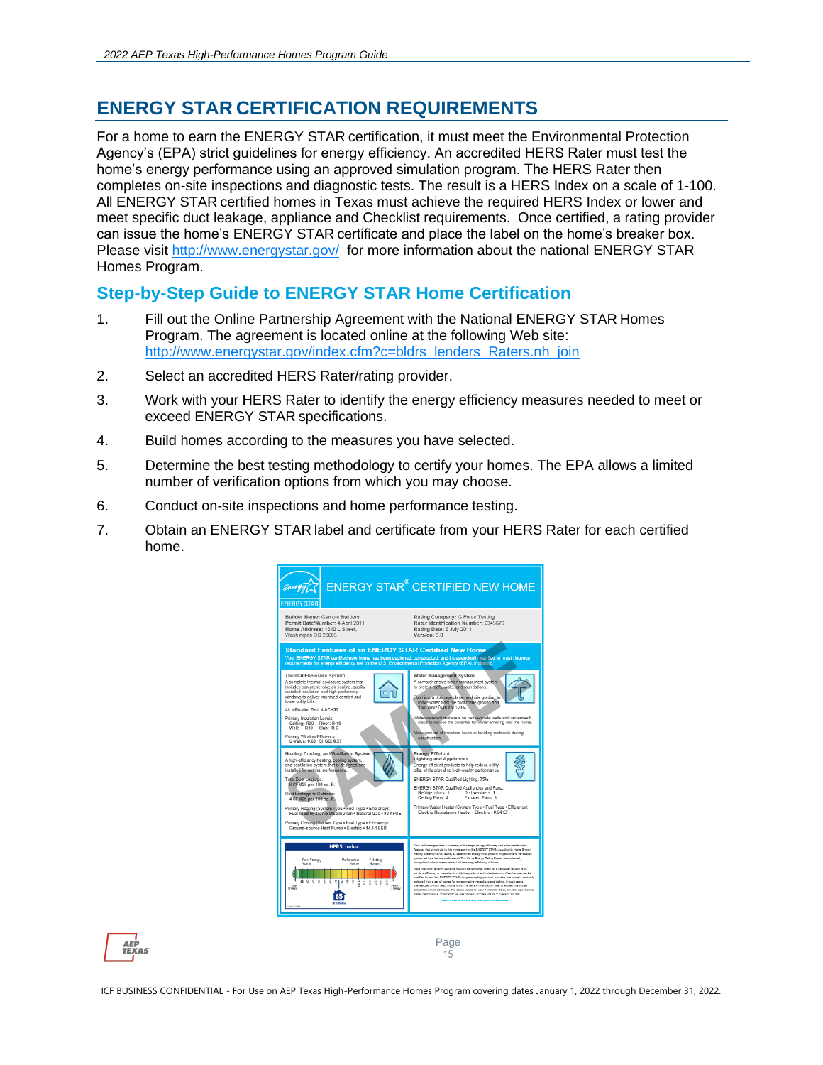## ENERGY STAR CERTIFICATION REQUIREMENTS

For a home to earn the ENERGY STAR certification, it must meet the Environmental Protection Agency's (EPA) strict guidelines for energy efficiency. An accredited HERS Rater must test the home's energy performance using an approved simulation program. The HERS Rater then completes on-site inspections and diagnostic tests. The result is a HERS Index on a scale of 1-100. All ENERGY STAR certified homes in Texas must achieve the required HERS Index or lower and meet specific duct leakage, appliance and Checklist requirements. Once certified, a rating provider can issue the home's ENERGY STAR certificate and place the label on the home's breaker box. Please visit http://www.energystar.gov/ for more information about the national ENERGY STAR Homes Program.

### Step-by-Step Guide to ENERGY STAR Home Certification

1. Fill out the Online Partnership Agreement with the National ENERGY STAR Homes Program. The agreement is located online at the following Web site: http://www.energystar.gov/index.cfm?c=bldrs_lenders_Raters.nh_join
2. Select an accredited HERS Rater/rating provider.
3. Work with your HERS Rater to identify the energy efficiency measures needed to meet or exceed ENERGY STAR specifications.
4. Build homes according to the measures you have selected.
5. Determine the best testing methodology to certify your homes. The EPA allows a limited number of verification options from which you may choose.
6. Conduct on-site inspections and home performance testing.
7. Obtain an ENERGY STAR label and certificate from your HERS Rater for each certified home.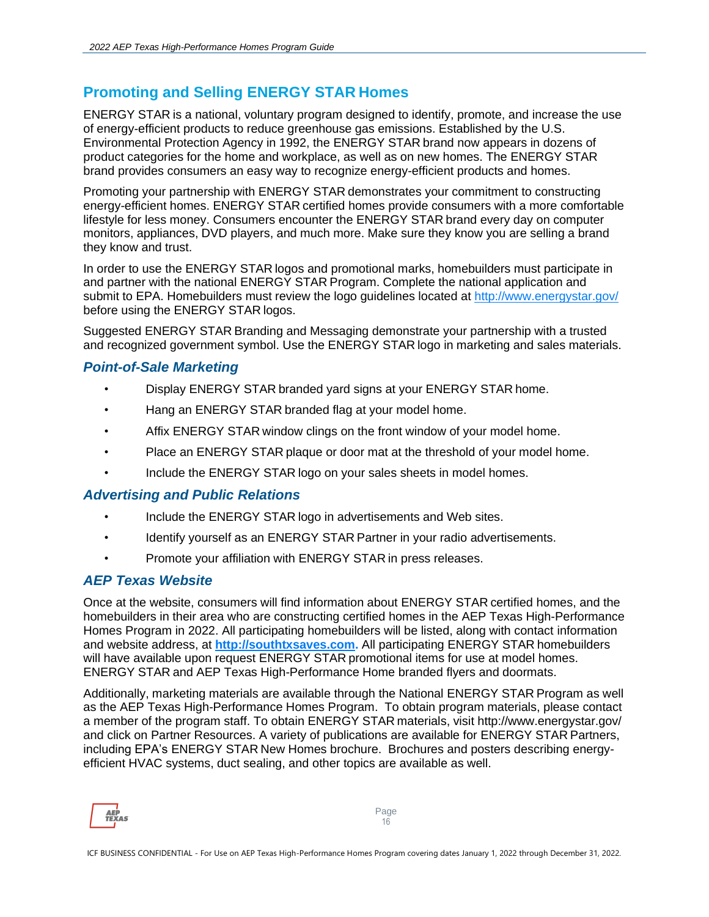## Promoting and Selling ENERGY STAR Homes

ENERGY STAR is a national, voluntary program designed to identify, promote, and increase the use of energy-efficient products to reduce greenhouse gas emissions. Established by the U.S. Environmental Protection Agency in 1992, the ENERGY STAR brand now appears in dozens of product categories for the home and workplace, as well as on new homes. The ENERGY STAR brand provides consumers an easy way to recognize energy-efficient products and homes.

Promoting your partnership with ENERGY STAR demonstrates your commitment to constructing energy-efficient homes. ENERGY STAR certified homes provide consumers with a more comfortable lifestyle for less money. Consumers encounter the ENERGY STAR brand every day on computer monitors, appliances, DVD players, and much more. Make sure they know you are selling a brand they know and trust.

In order to use the ENERGY STAR logos and promotional marks, homebuilders must participate in and partner with the national ENERGY STAR Program. Complete the national application and submit to EPA. Homebuilders must review the logo guidelines located at [http://www.energystar.gov/](http://www.energystar.gov/) before using the ENERGY STAR logos.

Suggested ENERGY STAR Branding and Messaging demonstrate your partnership with a trusted and recognized government symbol. Use the ENERGY STAR logo in marketing and sales materials.

### *Point-of-Sale Marketing*

- Display ENERGY STAR branded yard signs at your ENERGY STAR home.
- Hang an ENERGY STAR branded flag at your model home.
- Affix ENERGY STAR window clings on the front window of your model home.
- Place an ENERGY STAR plaque or door mat at the threshold of your model home.
- Include the ENERGY STAR logo on your sales sheets in model homes.

### *Advertising and Public Relations*

- Include the ENERGY STAR logo in advertisements and Web sites.
- Identify yourself as an ENERGY STAR Partner in your radio advertisements.
- Promote your affiliation with ENERGY STAR in press releases.

### *AEP Texas Website*

Once at the website, consumers will find information about ENERGY STAR certified homes, and the homebuilders in their area who are constructing certified homes in the AEP Texas High-Performance Homes Program in 2022. All participating homebuilders will be listed, along with contact information and website address, at **[http://southtxsaves.com](http://southtxsaves.com).** All participating ENERGY STAR homebuilders will have available upon request ENERGY STAR promotional items for use at model homes. ENERGY STAR and AEP Texas High-Performance Home branded flyers and doormats.

Additionally, marketing materials are available through the National ENERGY STAR Program as well as the AEP Texas High-Performance Homes Program. To obtain program materials, please contact a member of the program staff. To obtain ENERGY STAR materials, visit http://www.energystar.gov/ and click on Partner Resources. A variety of publications are available for ENERGY STAR Partners, including EPA's ENERGY STAR New Homes brochure. Brochures and posters describing energy-efficient HVAC systems, duct sealing, and other topics are available as well.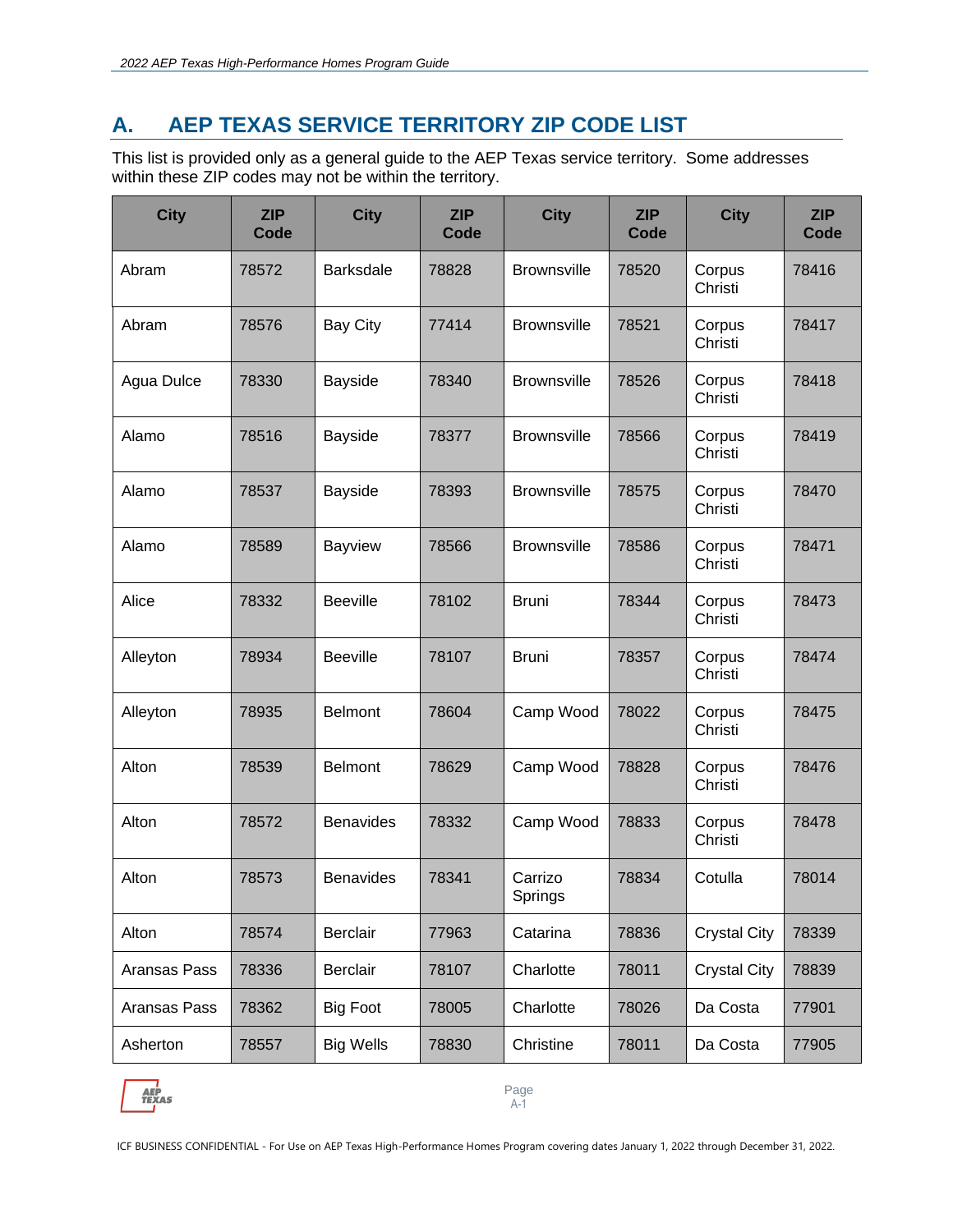## A. AEP TEXAS SERVICE TERRITORY ZIP CODE LIST

This list is provided only as a general guide to the AEP Texas service territory. Some addresses within these ZIP codes may not be within the territory.

| City | ZIP Code | City | ZIP Code | City | ZIP Code | City | ZIP Code |
|---|---|---|---|---|---|---|---|
| Abram | 78572 | Barksdale | 78828 | Brownsville | 78520 | Corpus Christi | 78416 |
| Abram | 78576 | Bay City | 77414 | Brownsville | 78521 | Corpus Christi | 78417 |
| Agua Dulce | 78330 | Bayside | 78340 | Brownsville | 78526 | Corpus Christi | 78418 |
| Alamo | 78516 | Bayside | 78377 | Brownsville | 78566 | Corpus Christi | 78419 |
| Alamo | 78537 | Bayside | 78393 | Brownsville | 78575 | Corpus Christi | 78470 |
| Alamo | 78589 | Bayview | 78566 | Brownsville | 78586 | Corpus Christi | 78471 |
| Alice | 78332 | Beeville | 78102 | Bruni | 78344 | Corpus Christi | 78473 |
| Alleyton | 78934 | Beeville | 78107 | Bruni | 78357 | Corpus Christi | 78474 |
| Alleyton | 78935 | Belmont | 78604 | Camp Wood | 78022 | Corpus Christi | 78475 |
| Alton | 78539 | Belmont | 78629 | Camp Wood | 78828 | Corpus Christi | 78476 |
| Alton | 78572 | Benavides | 78332 | Camp Wood | 78833 | Corpus Christi | 78478 |
| Alton | 78573 | Benavides | 78341 | Carrizo Springs | 78834 | Cotulla | 78014 |
| Alton | 78574 | Berclair | 77963 | Catarina | 78836 | Crystal City | 78339 |
| Aransas Pass | 78336 | Berclair | 78107 | Charlotte | 78011 | Crystal City | 78839 |
| Aransas Pass | 78362 | Big Foot | 78005 | Charlotte | 78026 | Da Costa | 77901 |
| Asherton | 78557 | Big Wells | 78830 | Christine | 78011 | Da Costa | 77905 |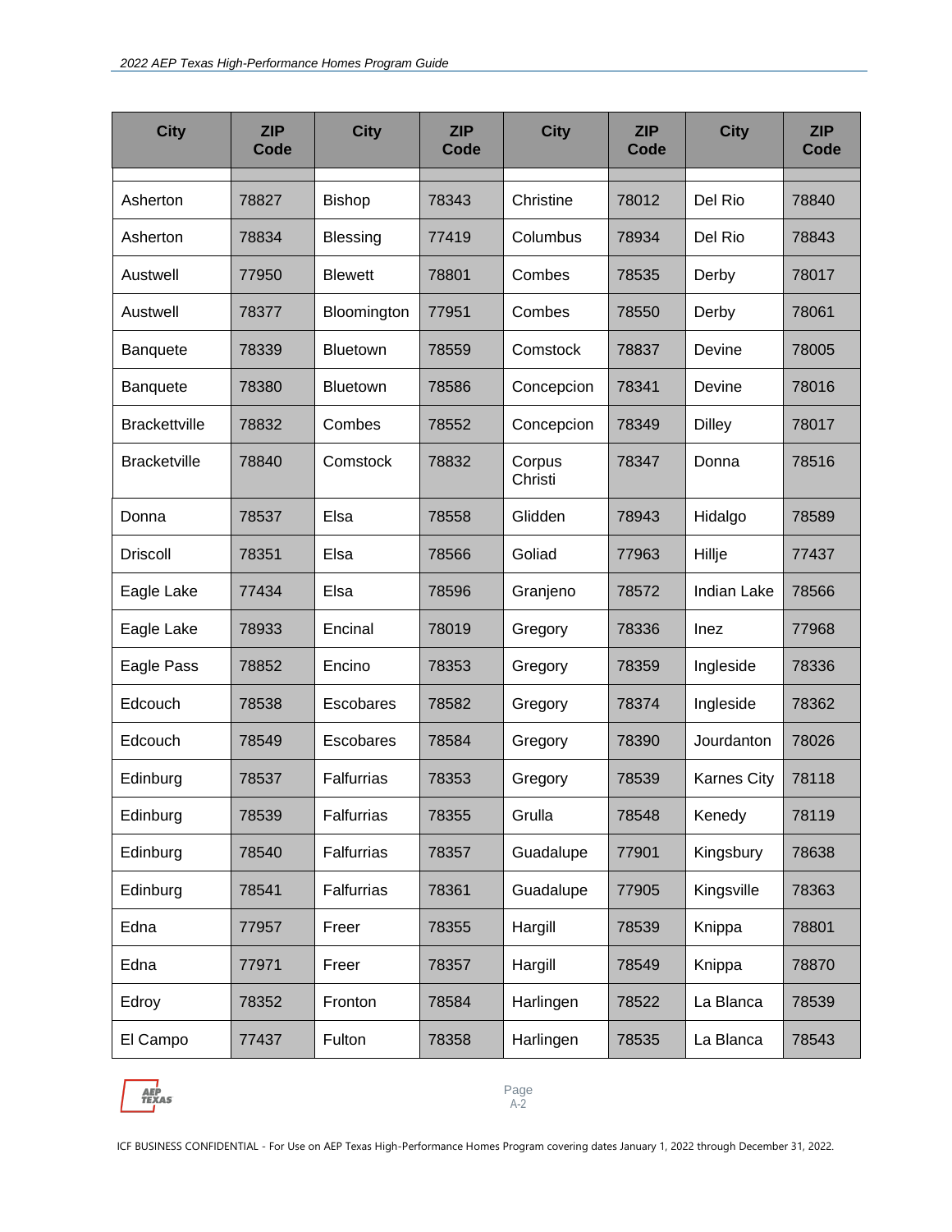| City | ZIP Code | City | ZIP Code | City | ZIP Code | City | ZIP Code |
|---|---|---|---|---|---|---|---|
| | | | | | | | |
| Asherton | 78827 | Bishop | 78343 | Christine | 78012 | Del Rio | 78840 |
| Asherton | 78834 | Blessing | 77419 | Columbus | 78934 | Del Rio | 78843 |
| Austwell | 77950 | Blewett | 78801 | Combes | 78535 | Derby | 78017 |
| Austwell | 78377 | Bloomington | 77951 | Combes | 78550 | Derby | 78061 |
| Banquete | 78339 | Bluetown | 78559 | Comstock | 78837 | Devine | 78005 |
| Banquete | 78380 | Bluetown | 78586 | Concepcion | 78341 | Devine | 78016 |
| Brackettville | 78832 | Combes | 78552 | Concepcion | 78349 | Dilley | 78017 |
| Bracketville | 78840 | Comstock | 78832 | Corpus Christi | 78347 | Donna | 78516 |
| Donna | 78537 | Elsa | 78558 | Glidden | 78943 | Hidalgo | 78589 |
| Driscoll | 78351 | Elsa | 78566 | Goliad | 77963 | Hillje | 77437 |
| Eagle Lake | 77434 | Elsa | 78596 | Granjeno | 78572 | Indian Lake | 78566 |
| Eagle Lake | 78933 | Encinal | 78019 | Gregory | 78336 | Inez | 77968 |
| Eagle Pass | 78852 | Encino | 78353 | Gregory | 78359 | Ingleside | 78336 |
| Edcouch | 78538 | Escobares | 78582 | Gregory | 78374 | Ingleside | 78362 |
| Edcouch | 78549 | Escobares | 78584 | Gregory | 78390 | Jourdanton | 78026 |
| Edinburg | 78537 | Falfurrias | 78353 | Gregory | 78539 | Karnes City | 78118 |
| Edinburg | 78539 | Falfurrias | 78355 | Grulla | 78548 | Kenedy | 78119 |
| Edinburg | 78540 | Falfurrias | 78357 | Guadalupe | 77901 | Kingsbury | 78638 |
| Edinburg | 78541 | Falfurrias | 78361 | Guadalupe | 77905 | Kingsville | 78363 |
| Edna | 77957 | Freer | 78355 | Hargill | 78539 | Knippa | 78801 |
| Edna | 77971 | Freer | 78357 | Hargill | 78549 | Knippa | 78870 |
| Edroy | 78352 | Fronton | 78584 | Harlingen | 78522 | La Blanca | 78539 |
| El Campo | 77437 | Fulton | 78358 | Harlingen | 78535 | La Blanca | 78543 |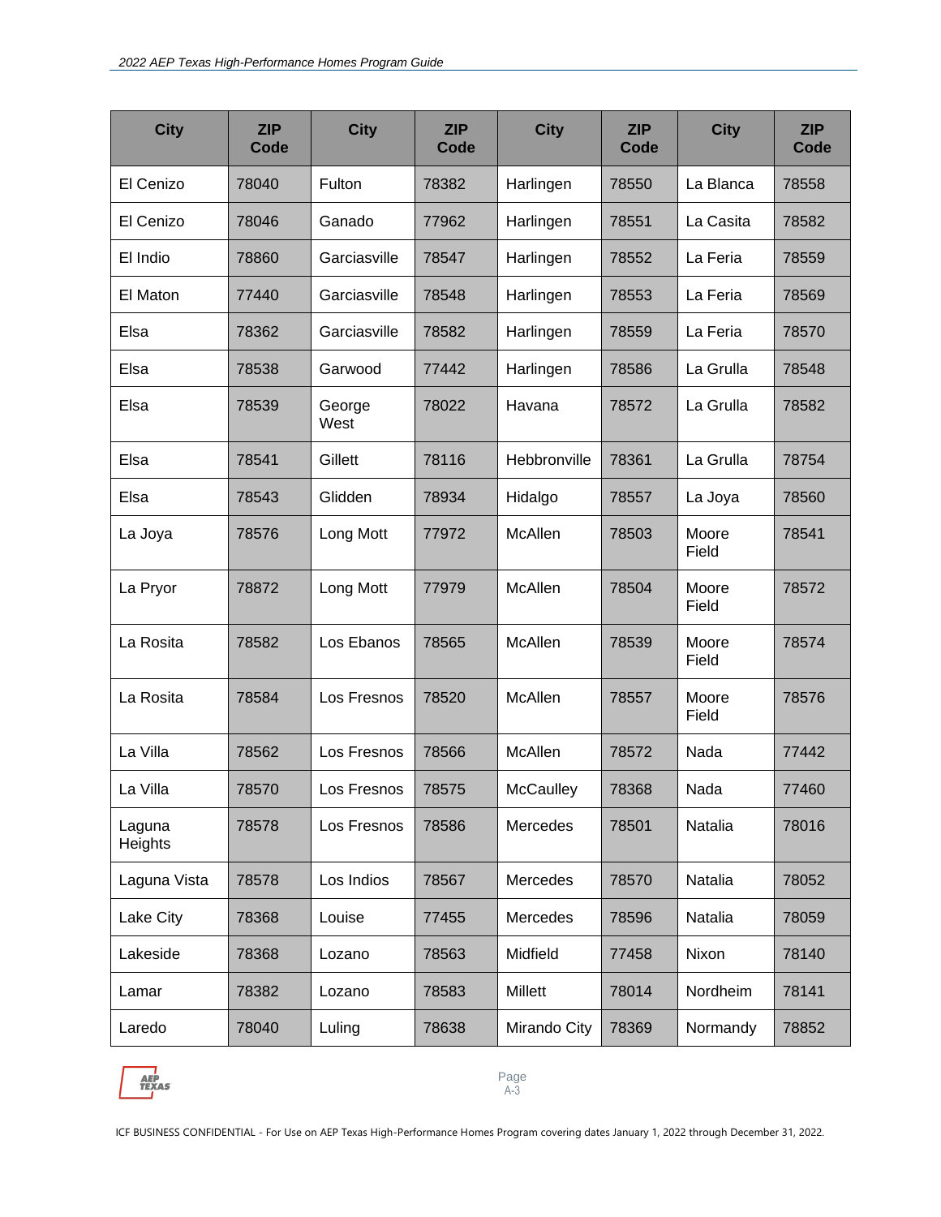| City | ZIP Code | City | ZIP Code | City | ZIP Code | City | ZIP Code |
|---|---|---|---|---|---|---|---|
| El Cenizo | 78040 | Fulton | 78382 | Harlingen | 78550 | La Blanca | 78558 |
| El Cenizo | 78046 | Ganado | 77962 | Harlingen | 78551 | La Casita | 78582 |
| El Indio | 78860 | Garciasville | 78547 | Harlingen | 78552 | La Feria | 78559 |
| El Maton | 77440 | Garciasville | 78548 | Harlingen | 78553 | La Feria | 78569 |
| Elsa | 78362 | Garciasville | 78582 | Harlingen | 78559 | La Feria | 78570 |
| Elsa | 78538 | Garwood | 77442 | Harlingen | 78586 | La Grulla | 78548 |
| Elsa | 78539 | George West | 78022 | Havana | 78572 | La Grulla | 78582 |
| Elsa | 78541 | Gillett | 78116 | Hebbronville | 78361 | La Grulla | 78754 |
| Elsa | 78543 | Glidden | 78934 | Hidalgo | 78557 | La Joya | 78560 |
| La Joya | 78576 | Long Mott | 77972 | McAllen | 78503 | Moore Field | 78541 |
| La Pryor | 78872 | Long Mott | 77979 | McAllen | 78504 | Moore Field | 78572 |
| La Rosita | 78582 | Los Ebanos | 78565 | McAllen | 78539 | Moore Field | 78574 |
| La Rosita | 78584 | Los Fresnos | 78520 | McAllen | 78557 | Moore Field | 78576 |
| La Villa | 78562 | Los Fresnos | 78566 | McAllen | 78572 | Nada | 77442 |
| La Villa | 78570 | Los Fresnos | 78575 | McCaulley | 78368 | Nada | 77460 |
| Laguna Heights | 78578 | Los Fresnos | 78586 | Mercedes | 78501 | Natalia | 78016 |
| Laguna Vista | 78578 | Los Indios | 78567 | Mercedes | 78570 | Natalia | 78052 |
| Lake City | 78368 | Louise | 77455 | Mercedes | 78596 | Natalia | 78059 |
| Lakeside | 78368 | Lozano | 78563 | Midfield | 77458 | Nixon | 78140 |
| Lamar | 78382 | Lozano | 78583 | Millett | 78014 | Nordheim | 78141 |
| Laredo | 78040 | Luling | 78638 | Mirando City | 78369 | Normandy | 78852 |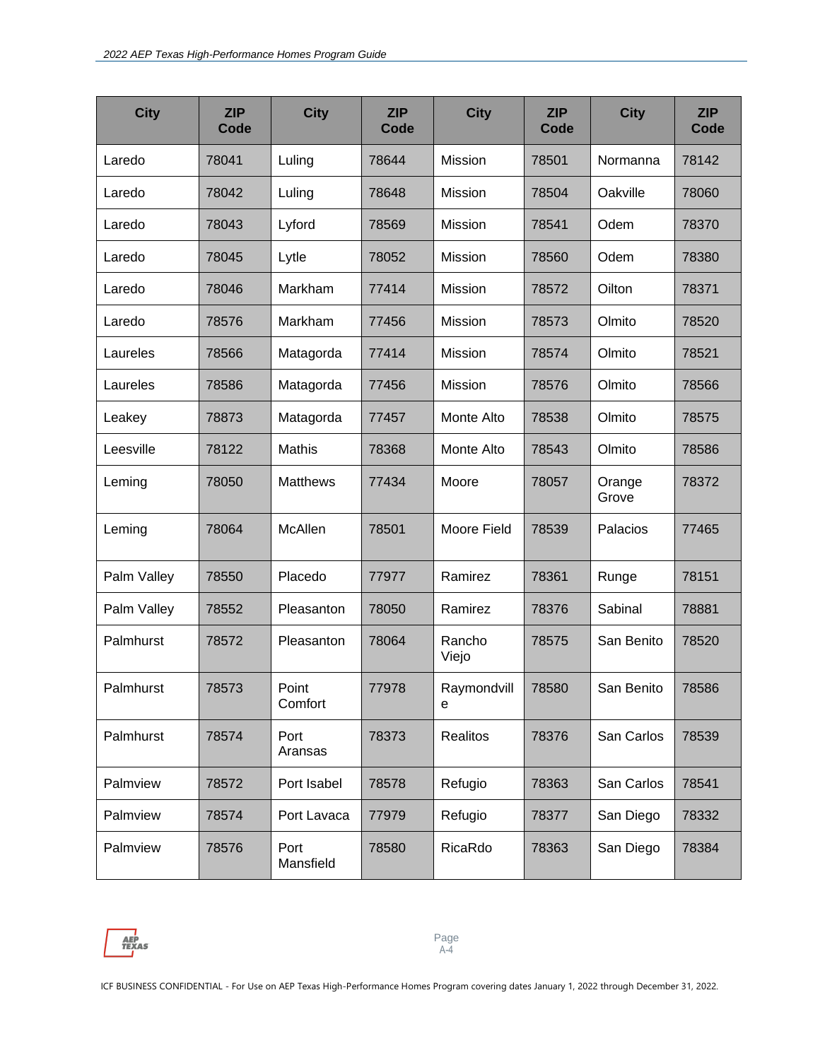| City | ZIP Code | City | ZIP Code | City | ZIP Code | City | ZIP Code |
|---|---|---|---|---|---|---|---|
| Laredo | 78041 | Luling | 78644 | Mission | 78501 | Normanna | 78142 |
| Laredo | 78042 | Luling | 78648 | Mission | 78504 | Oakville | 78060 |
| Laredo | 78043 | Lyford | 78569 | Mission | 78541 | Odem | 78370 |
| Laredo | 78045 | Lytle | 78052 | Mission | 78560 | Odem | 78380 |
| Laredo | 78046 | Markham | 77414 | Mission | 78572 | Oilton | 78371 |
| Laredo | 78576 | Markham | 77456 | Mission | 78573 | Olmito | 78520 |
| Laureles | 78566 | Matagorda | 77414 | Mission | 78574 | Olmito | 78521 |
| Laureles | 78586 | Matagorda | 77456 | Mission | 78576 | Olmito | 78566 |
| Leakey | 78873 | Matagorda | 77457 | Monte Alto | 78538 | Olmito | 78575 |
| Leesville | 78122 | Mathis | 78368 | Monte Alto | 78543 | Olmito | 78586 |
| Leming | 78050 | Matthews | 77434 | Moore | 78057 | Orange Grove | 78372 |
| Leming | 78064 | McAllen | 78501 | Moore Field | 78539 | Palacios | 77465 |
| Palm Valley | 78550 | Placedo | 77977 | Ramirez | 78361 | Runge | 78151 |
| Palm Valley | 78552 | Pleasanton | 78050 | Ramirez | 78376 | Sabinal | 78881 |
| Palmhurst | 78572 | Pleasanton | 78064 | Rancho Viejo | 78575 | San Benito | 78520 |
| Palmhurst | 78573 | Point Comfort | 77978 | Raymondville | 78580 | San Benito | 78586 |
| Palmhurst | 78574 | Port Aransas | 78373 | Realitos | 78376 | San Carlos | 78539 |
| Palmview | 78572 | Port Isabel | 78578 | Refugio | 78363 | San Carlos | 78541 |
| Palmview | 78574 | Port Lavaca | 77979 | Refugio | 78377 | San Diego | 78332 |
| Palmview | 78576 | Port Mansfield | 78580 | RicaRdo | 78363 | San Diego | 78384 |

ICF BUSINESS CONFIDENTIAL - For Use on AEP Texas High-Performance Homes Program covering dates January 1, 2022 through December 31, 2022.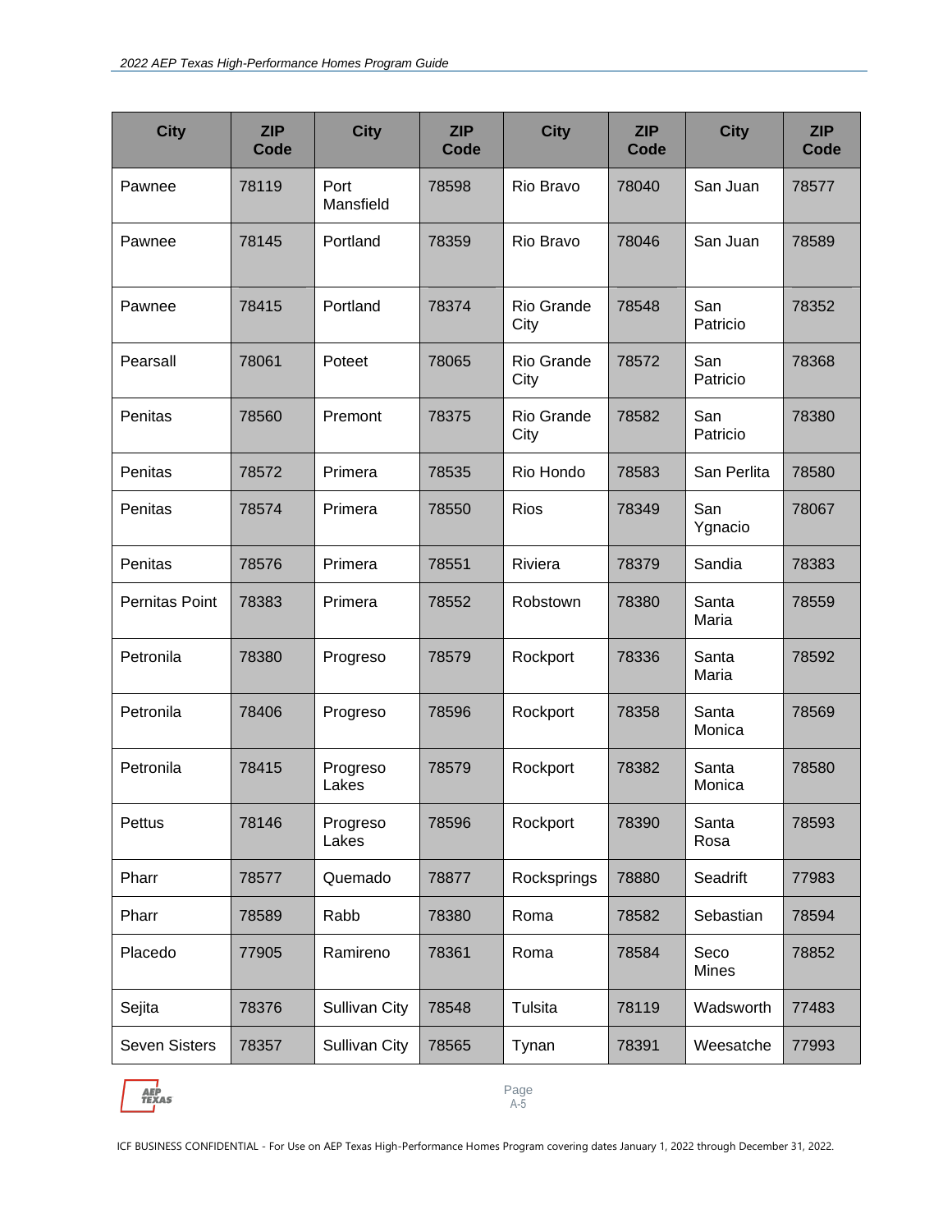| City | ZIP Code | City | ZIP Code | City | ZIP Code | City | ZIP Code |
|---|---|---|---|---|---|---|---|
| Pawnee | 78119 | Port Mansfield | 78598 | Rio Bravo | 78040 | San Juan | 78577 |
| Pawnee | 78145 | Portland | 78359 | Rio Bravo | 78046 | San Juan | 78589 |
| Pawnee | 78415 | Portland | 78374 | Rio Grande City | 78548 | San Patricio | 78352 |
| Pearsall | 78061 | Poteet | 78065 | Rio Grande City | 78572 | San Patricio | 78368 |
| Penitas | 78560 | Premont | 78375 | Rio Grande City | 78582 | San Patricio | 78380 |
| Penitas | 78572 | Primera | 78535 | Rio Hondo | 78583 | San Perlita | 78580 |
| Penitas | 78574 | Primera | 78550 | Rios | 78349 | San Ygnacio | 78067 |
| Penitas | 78576 | Primera | 78551 | Riviera | 78379 | Sandia | 78383 |
| Pernitas Point | 78383 | Primera | 78552 | Robstown | 78380 | Santa Maria | 78559 |
| Petronila | 78380 | Progreso | 78579 | Rockport | 78336 | Santa Maria | 78592 |
| Petronila | 78406 | Progreso | 78596 | Rockport | 78358 | Santa Monica | 78569 |
| Petronila | 78415 | Progreso Lakes | 78579 | Rockport | 78382 | Santa Monica | 78580 |
| Pettus | 78146 | Progreso Lakes | 78596 | Rockport | 78390 | Santa Rosa | 78593 |
| Pharr | 78577 | Quemado | 78877 | Rocksprings | 78880 | Seadrift | 77983 |
| Pharr | 78589 | Rabb | 78380 | Roma | 78582 | Sebastian | 78594 |
| Placedo | 77905 | Ramireno | 78361 | Roma | 78584 | Seco Mines | 78852 |
| Sejita | 78376 | Sullivan City | 78548 | Tulsita | 78119 | Wadsworth | 77483 |
| Seven Sisters | 78357 | Sullivan City | 78565 | Tynan | 78391 | Weesatche | 77993 |

ICF BUSINESS CONFIDENTIAL - For Use on AEP Texas High-Performance Homes Program covering dates January 1, 2022 through December 31, 2022.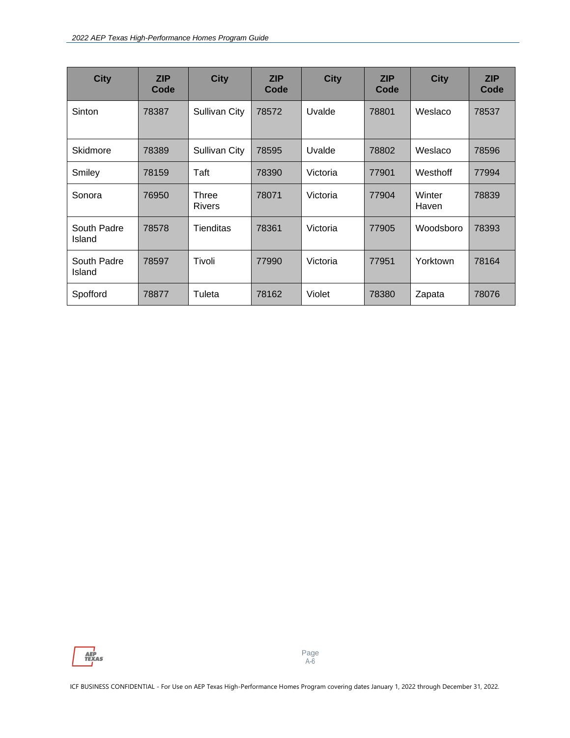| City | ZIP Code | City | ZIP Code | City | ZIP Code | City | ZIP Code |
|---|---|---|---|---|---|---|---|
| Sinton | 78387 | Sullivan City | 78572 | Uvalde | 78801 | Weslaco | 78537 |
| Skidmore | 78389 | Sullivan City | 78595 | Uvalde | 78802 | Weslaco | 78596 |
| Smiley | 78159 | Taft | 78390 | Victoria | 77901 | Westhoff | 77994 |
| Sonora | 76950 | Three Rivers | 78071 | Victoria | 77904 | Winter Haven | 78839 |
| South Padre Island | 78578 | Tienditas | 78361 | Victoria | 77905 | Woodsboro | 78393 |
| South Padre Island | 78597 | Tivoli | 77990 | Victoria | 77951 | Yorktown | 78164 |
| Spofford | 78877 | Tuleta | 78162 | Violet | 78380 | Zapata | 78076 |

ICF BUSINESS CONFIDENTIAL - For Use on AEP Texas High-Performance Homes Program covering dates January 1, 2022 through December 31, 2022.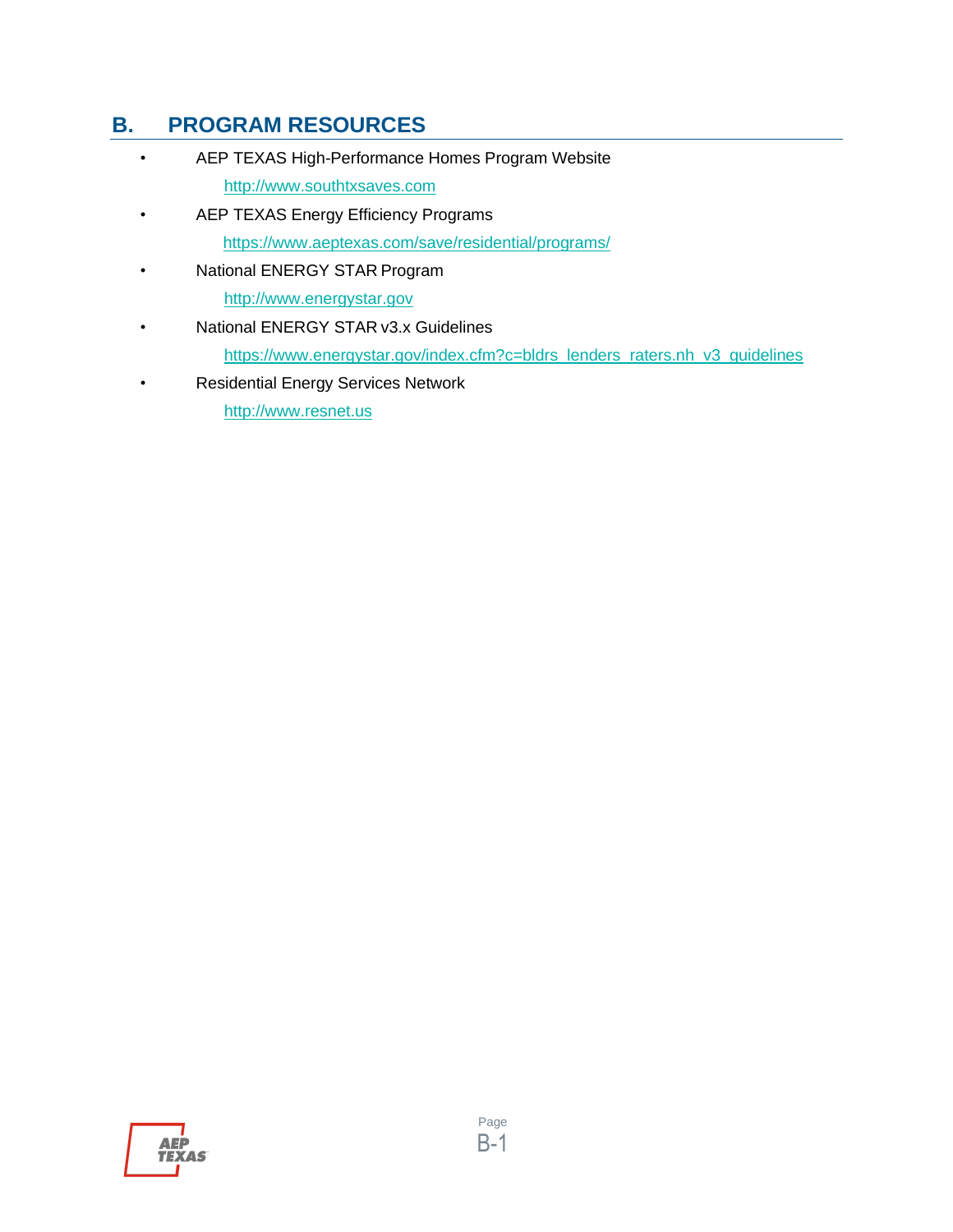## B. PROGRAM RESOURCES

- AEP TEXAS High-Performance Homes Program Website
  http://www.southtxsaves.com
- AEP TEXAS Energy Efficiency Programs
  https://www.aeptexas.com/save/residential/programs/
- National ENERGY STAR Program
  http://www.energystar.gov
- National ENERGY STAR v3.x Guidelines
  https://www.energystar.gov/index.cfm?c=bldrs_lenders_raters.nh_v3_guidelines
- Residential Energy Services Network
  http://www.resnet.us